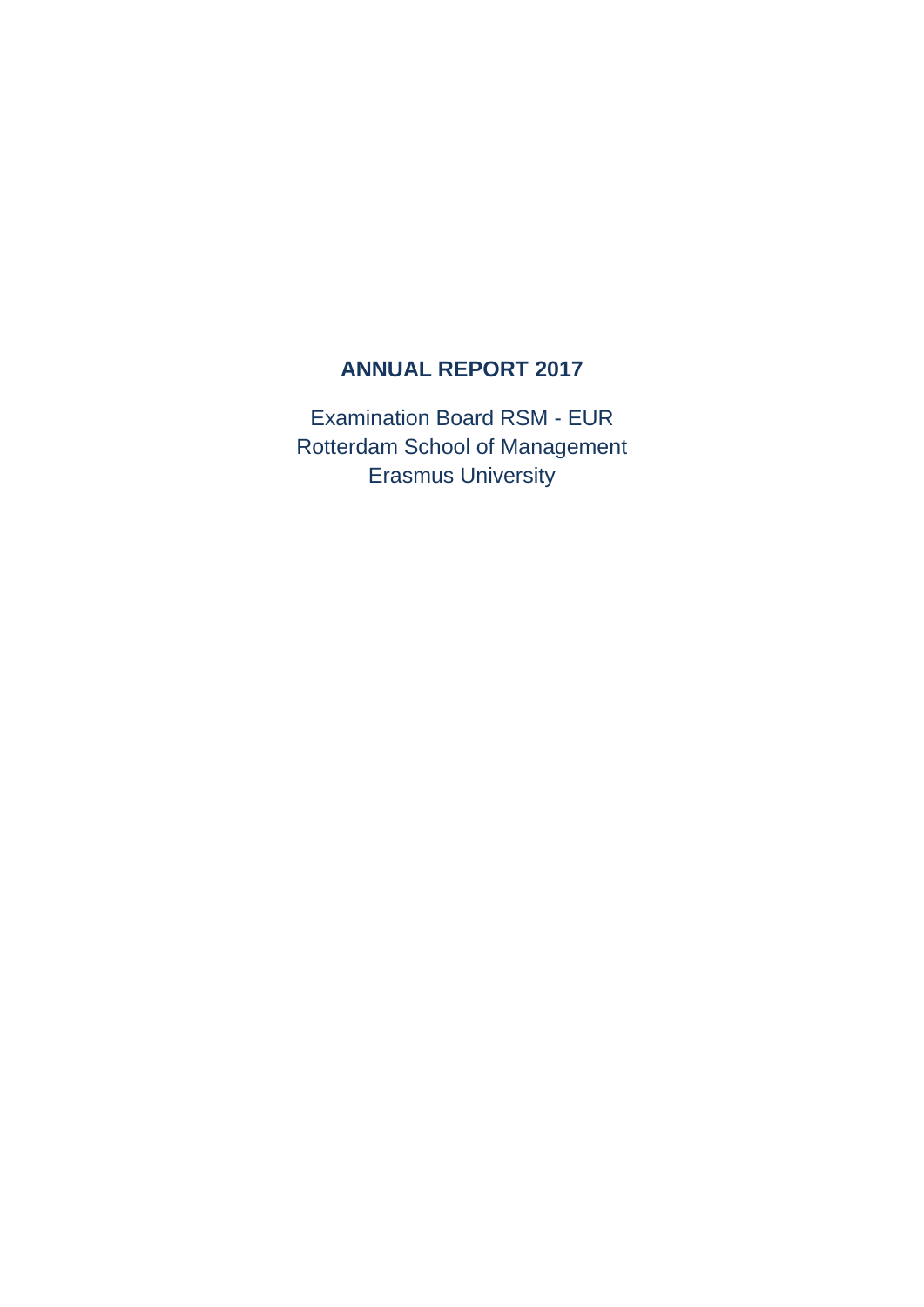# ANNUAL REPORT 2017

Examination Board RSM - EUR
Rotterdam School of Management
Erasmus University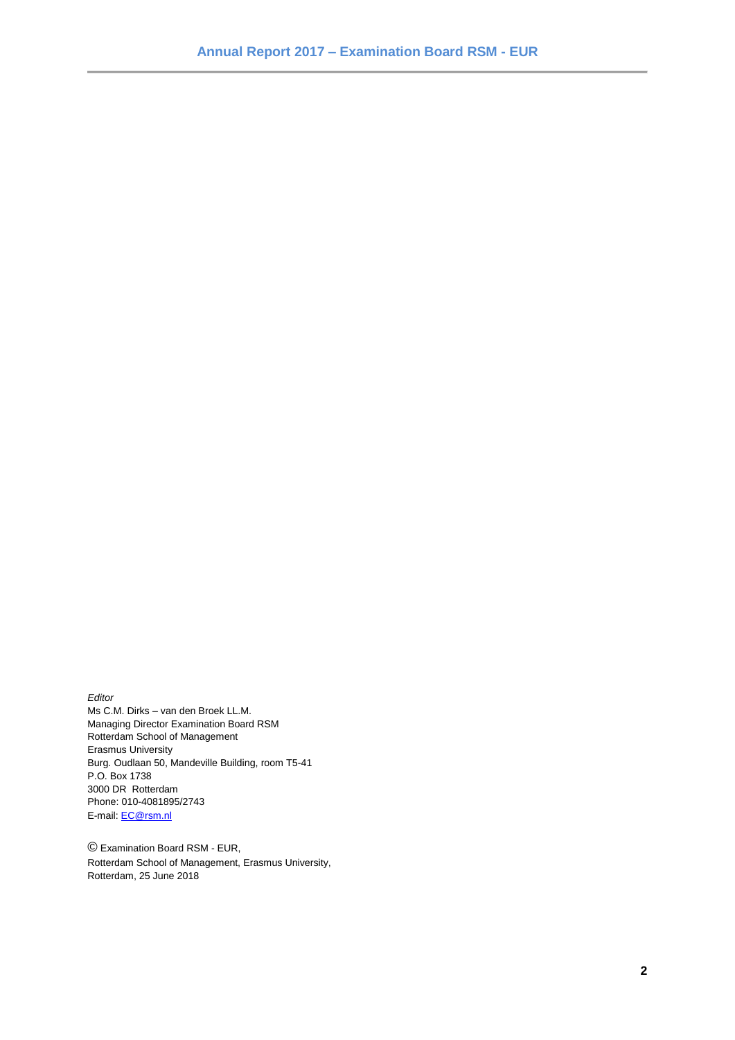*Editor*
Ms C.M. Dirks – van den Broek LL.M.
Managing Director Examination Board RSM
Rotterdam School of Management
Erasmus University
Burg. Oudlaan 50, Mandeville Building, room T5-41
P.O. Box 1738
3000 DR Rotterdam
Phone: 010-4081895/2743
E-mail: [EC@rsm.nl](mailto:EC@rsm.nl)

© Examination Board RSM - EUR,
Rotterdam School of Management, Erasmus University,
Rotterdam, 25 June 2018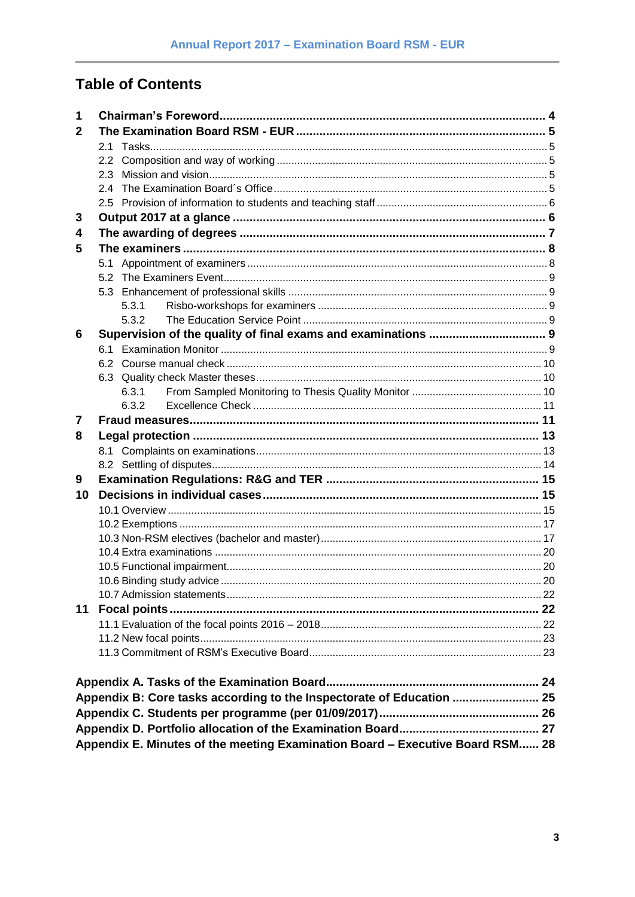## Table of Contents

1 Chairman's Foreword ... 4
2 The Examination Board RSM - EUR ... 5
  2.1 Tasks ... 5
  2.2 Composition and way of working ... 5
  2.3 Mission and vision ... 5
  2.4 The Examination Board´s Office ... 5
  2.5 Provision of information to students and teaching staff ... 6
3 Output 2017 at a glance ... 6
4 The awarding of degrees ... 7
5 The examiners ... 8
  5.1 Appointment of examiners ... 8
  5.2 The Examiners Event ... 9
  5.3 Enhancement of professional skills ... 9
    5.3.1 Risbo-workshops for examiners ... 9
    5.3.2 The Education Service Point ... 9
6 Supervision of the quality of final exams and examinations ... 9
  6.1 Examination Monitor ... 9
  6.2 Course manual check ... 10
  6.3 Quality check Master theses ... 10
    6.3.1 From Sampled Monitoring to Thesis Quality Monitor ... 10
    6.3.2 Excellence Check ... 11
7 Fraud measures ... 11
8 Legal protection ... 13
  8.1 Complaints on examinations ... 13
  8.2 Settling of disputes ... 14
9 Examination Regulations: R&G and TER ... 15
10 Decisions in individual cases ... 15
  10.1 Overview ... 15
  10.2 Exemptions ... 17
  10.3 Non-RSM electives (bachelor and master) ... 17
  10.4 Extra examinations ... 20
  10.5 Functional impairment ... 20
  10.6 Binding study advice ... 20
  10.7 Admission statements ... 22
11 Focal points ... 22
  11.1 Evaluation of the focal points 2016 – 2018 ... 22
  11.2 New focal points ... 23
  11.3 Commitment of RSM's Executive Board ... 23

Appendix A. Tasks of the Examination Board ... 24
Appendix B: Core tasks according to the Inspectorate of Education ... 25
Appendix C. Students per programme (per 01/09/2017) ... 26
Appendix D. Portfolio allocation of the Examination Board ... 27
Appendix E. Minutes of the meeting Examination Board – Executive Board RSM ... 28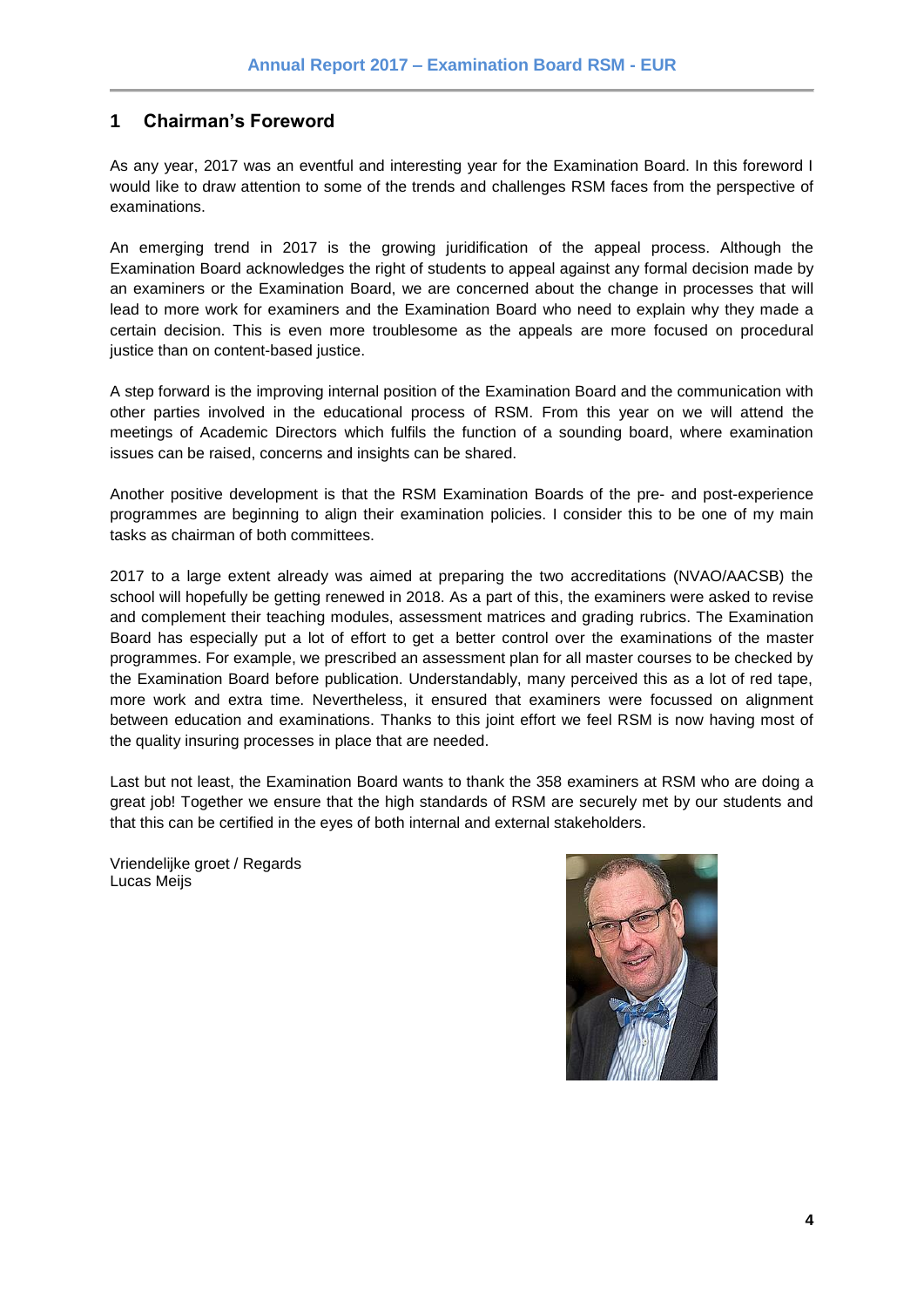# 1 Chairman's Foreword

As any year, 2017 was an eventful and interesting year for the Examination Board. In this foreword I would like to draw attention to some of the trends and challenges RSM faces from the perspective of examinations.

An emerging trend in 2017 is the growing juridification of the appeal process. Although the Examination Board acknowledges the right of students to appeal against any formal decision made by an examiners or the Examination Board, we are concerned about the change in processes that will lead to more work for examiners and the Examination Board who need to explain why they made a certain decision. This is even more troublesome as the appeals are more focused on procedural justice than on content-based justice.

A step forward is the improving internal position of the Examination Board and the communication with other parties involved in the educational process of RSM. From this year on we will attend the meetings of Academic Directors which fulfils the function of a sounding board, where examination issues can be raised, concerns and insights can be shared.

Another positive development is that the RSM Examination Boards of the pre- and post-experience programmes are beginning to align their examination policies. I consider this to be one of my main tasks as chairman of both committees.

2017 to a large extent already was aimed at preparing the two accreditations (NVAO/AACSB) the school will hopefully be getting renewed in 2018. As a part of this, the examiners were asked to revise and complement their teaching modules, assessment matrices and grading rubrics. The Examination Board has especially put a lot of effort to get a better control over the examinations of the master programmes. For example, we prescribed an assessment plan for all master courses to be checked by the Examination Board before publication. Understandably, many perceived this as a lot of red tape, more work and extra time. Nevertheless, it ensured that examiners were focussed on alignment between education and examinations. Thanks to this joint effort we feel RSM is now having most of the quality insuring processes in place that are needed.

Last but not least, the Examination Board wants to thank the 358 examiners at RSM who are doing a great job! Together we ensure that the high standards of RSM are securely met by our students and that this can be certified in the eyes of both internal and external stakeholders.

Vriendelijke groet / Regards
Lucas Meijs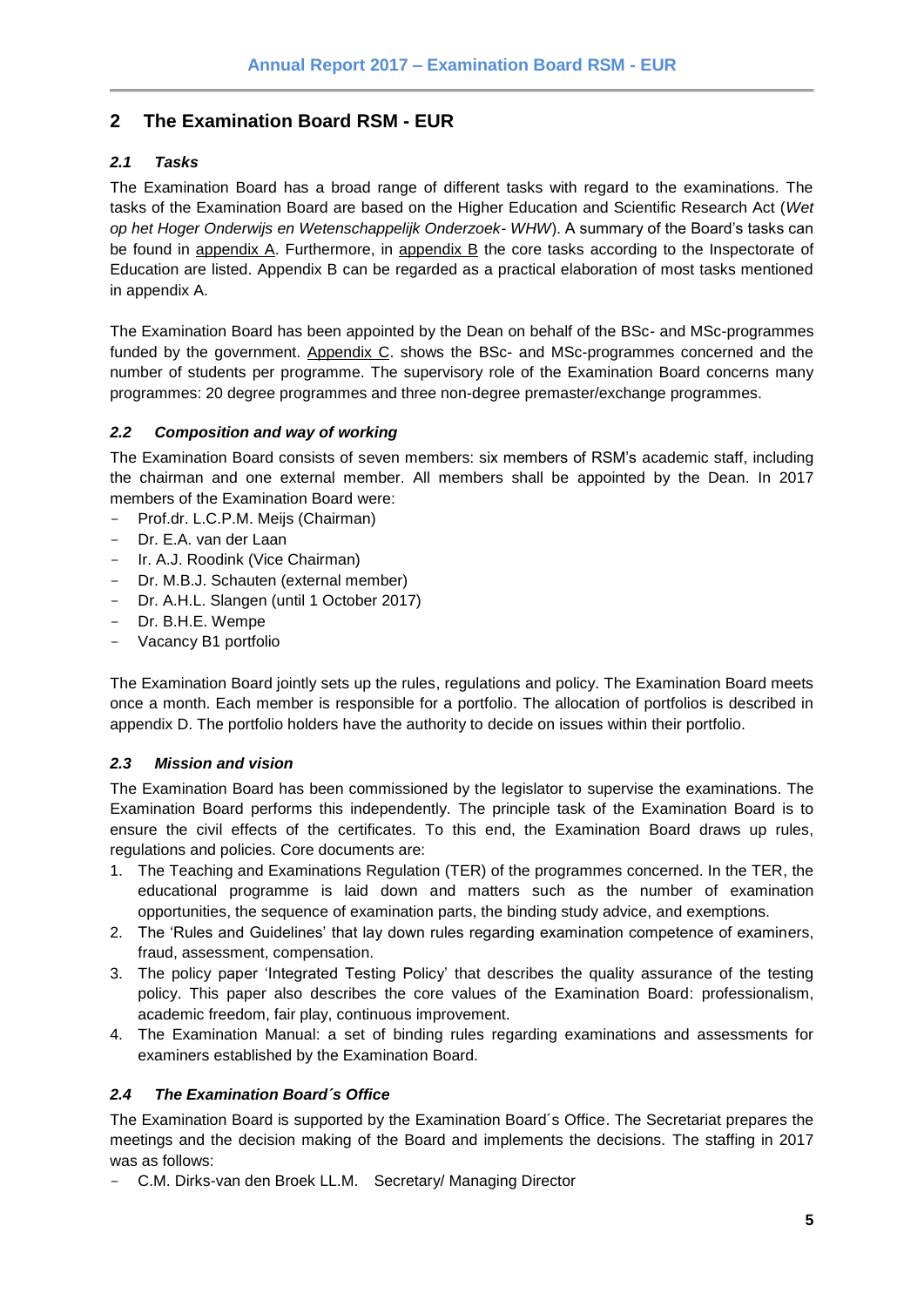## 2 The Examination Board RSM - EUR

### 2.1 Tasks

The Examination Board has a broad range of different tasks with regard to the examinations. The tasks of the Examination Board are based on the Higher Education and Scientific Research Act (*Wet op het Hoger Onderwijs en Wetenschappelijk Onderzoek- WHW*). A summary of the Board's tasks can be found in appendix A. Furthermore, in appendix B the core tasks according to the Inspectorate of Education are listed. Appendix B can be regarded as a practical elaboration of most tasks mentioned in appendix A.

The Examination Board has been appointed by the Dean on behalf of the BSc- and MSc-programmes funded by the government. Appendix C. shows the BSc- and MSc-programmes concerned and the number of students per programme. The supervisory role of the Examination Board concerns many programmes: 20 degree programmes and three non-degree premaster/exchange programmes.

### 2.2 Composition and way of working

The Examination Board consists of seven members: six members of RSM's academic staff, including the chairman and one external member. All members shall be appointed by the Dean. In 2017 members of the Examination Board were:

- Prof.dr. L.C.P.M. Meijs (Chairman)
- Dr. E.A. van der Laan
- Ir. A.J. Roodink (Vice Chairman)
- Dr. M.B.J. Schauten (external member)
- Dr. A.H.L. Slangen (until 1 October 2017)
- Dr. B.H.E. Wempe
- Vacancy B1 portfolio

The Examination Board jointly sets up the rules, regulations and policy. The Examination Board meets once a month. Each member is responsible for a portfolio. The allocation of portfolios is described in appendix D. The portfolio holders have the authority to decide on issues within their portfolio.

### 2.3 Mission and vision

The Examination Board has been commissioned by the legislator to supervise the examinations. The Examination Board performs this independently. The principle task of the Examination Board is to ensure the civil effects of the certificates. To this end, the Examination Board draws up rules, regulations and policies. Core documents are:

1. The Teaching and Examinations Regulation (TER) of the programmes concerned. In the TER, the educational programme is laid down and matters such as the number of examination opportunities, the sequence of examination parts, the binding study advice, and exemptions.
2. The 'Rules and Guidelines' that lay down rules regarding examination competence of examiners, fraud, assessment, compensation.
3. The policy paper 'Integrated Testing Policy' that describes the quality assurance of the testing policy. This paper also describes the core values of the Examination Board: professionalism, academic freedom, fair play, continuous improvement.
4. The Examination Manual: a set of binding rules regarding examinations and assessments for examiners established by the Examination Board.

### 2.4 The Examination Board´s Office

The Examination Board is supported by the Examination Board´s Office. The Secretariat prepares the meetings and the decision making of the Board and implements the decisions. The staffing in 2017 was as follows:

- C.M. Dirks-van den Broek LL.M. Secretary/ Managing Director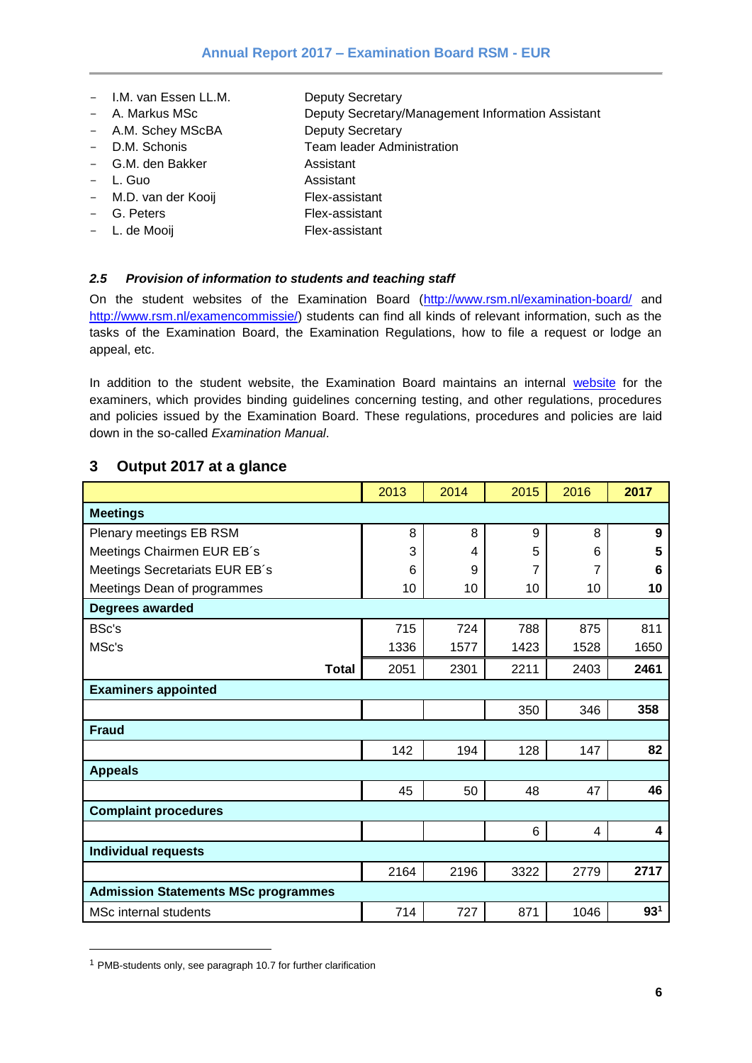- I.M. van Essen LL.M. — Deputy Secretary
- A. Markus MSc — Deputy Secretary/Management Information Assistant
- A.M. Schey MScBA — Deputy Secretary
- D.M. Schonis — Team leader Administration
- G.M. den Bakker — Assistant
- L. Guo — Assistant
- M.D. van der Kooij — Flex-assistant
- G. Peters — Flex-assistant
- L. de Mooij — Flex-assistant

### *2.5 Provision of information to students and teaching staff*

On the student websites of the Examination Board (http://www.rsm.nl/examination-board/ and http://www.rsm.nl/examencommissie/) students can find all kinds of relevant information, such as the tasks of the Examination Board, the Examination Regulations, how to file a request or lodge an appeal, etc.

In addition to the student website, the Examination Board maintains an internal website for the examiners, which provides binding guidelines concerning testing, and other regulations, procedures and policies issued by the Examination Board. These regulations, procedures and policies are laid down in the so-called *Examination Manual*.

## 3 Output 2017 at a glance

| | 2013 | 2014 | 2015 | 2016 | **2017** |
|---|---|---|---|---|---|
| **Meetings** | | | | | |
| Plenary meetings EB RSM | 8 | 8 | 9 | 8 | **9** |
| Meetings Chairmen EUR EB´s | 3 | 4 | 5 | 6 | **5** |
| Meetings Secretariats EUR EB´s | 6 | 9 | 7 | 7 | **6** |
| Meetings Dean of programmes | 10 | 10 | 10 | 10 | **10** |
| **Degrees awarded** | | | | | |
| BSc's | 715 | 724 | 788 | 875 | 811 |
| MSc's | 1336 | 1577 | 1423 | 1528 | 1650 |
| **Total** | 2051 | 2301 | 2211 | 2403 | **2461** |
| **Examiners appointed** | | | | | |
| | | | 350 | 346 | **358** |
| **Fraud** | | | | | |
| | 142 | 194 | 128 | 147 | **82** |
| **Appeals** | | | | | |
| | 45 | 50 | 48 | 47 | **46** |
| **Complaint procedures** | | | | | |
| | | | 6 | 4 | **4** |
| **Individual requests** | | | | | |
| | 2164 | 2196 | 3322 | 2779 | **2717** |
| **Admission Statements MSc programmes** | | | | | |
| MSc internal students | 714 | 727 | 871 | 1046 | **93**[1] |

[1] PMB-students only, see paragraph 10.7 for further clarification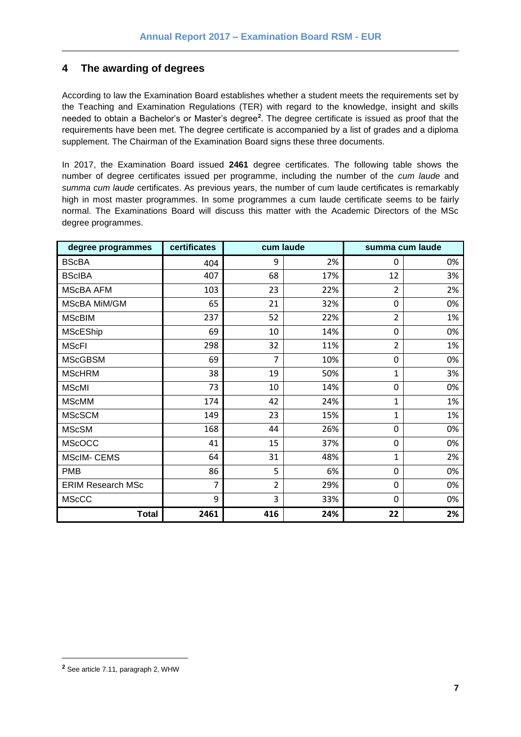## 4 The awarding of degrees

According to law the Examination Board establishes whether a student meets the requirements set by the Teaching and Examination Regulations (TER) with regard to the knowledge, insight and skills needed to obtain a Bachelor's or Master's degree[2]. The degree certificate is issued as proof that the requirements have been met. The degree certificate is accompanied by a list of grades and a diploma supplement. The Chairman of the Examination Board signs these three documents.

In 2017, the Examination Board issued **2461** degree certificates. The following table shows the number of degree certificates issued per programme, including the number of the *cum laude* and *summa cum laude* certificates. As previous years, the number of cum laude certificates is remarkably high in most master programmes. In some programmes a cum laude certificate seems to be fairly normal. The Examinations Board will discuss this matter with the Academic Directors of the MSc degree programmes.

| degree programmes | certificates | cum laude | | summa cum laude | |
|---|---|---|---|---|---|
| BScBA | 404 | 9 | 2% | 0 | 0% |
| BScIBA | 407 | 68 | 17% | 12 | 3% |
| MScBA AFM | 103 | 23 | 22% | 2 | 2% |
| MScBA MiM/GM | 65 | 21 | 32% | 0 | 0% |
| MScBIM | 237 | 52 | 22% | 2 | 1% |
| MScEShip | 69 | 10 | 14% | 0 | 0% |
| MScFI | 298 | 32 | 11% | 2 | 1% |
| MScGBSM | 69 | 7 | 10% | 0 | 0% |
| MScHRM | 38 | 19 | 50% | 1 | 3% |
| MScMI | 73 | 10 | 14% | 0 | 0% |
| MScMM | 174 | 42 | 24% | 1 | 1% |
| MScSCM | 149 | 23 | 15% | 1 | 1% |
| MScSM | 168 | 44 | 26% | 0 | 0% |
| MScOCC | 41 | 15 | 37% | 0 | 0% |
| MScIM- CEMS | 64 | 31 | 48% | 1 | 2% |
| PMB | 86 | 5 | 6% | 0 | 0% |
| ERIM Research MSc | 7 | 2 | 29% | 0 | 0% |
| MScCC | 9 | 3 | 33% | 0 | 0% |
| **Total** | **2461** | **416** | **24%** | **22** | **2%** |

[2] See article 7.11, paragraph 2, WHW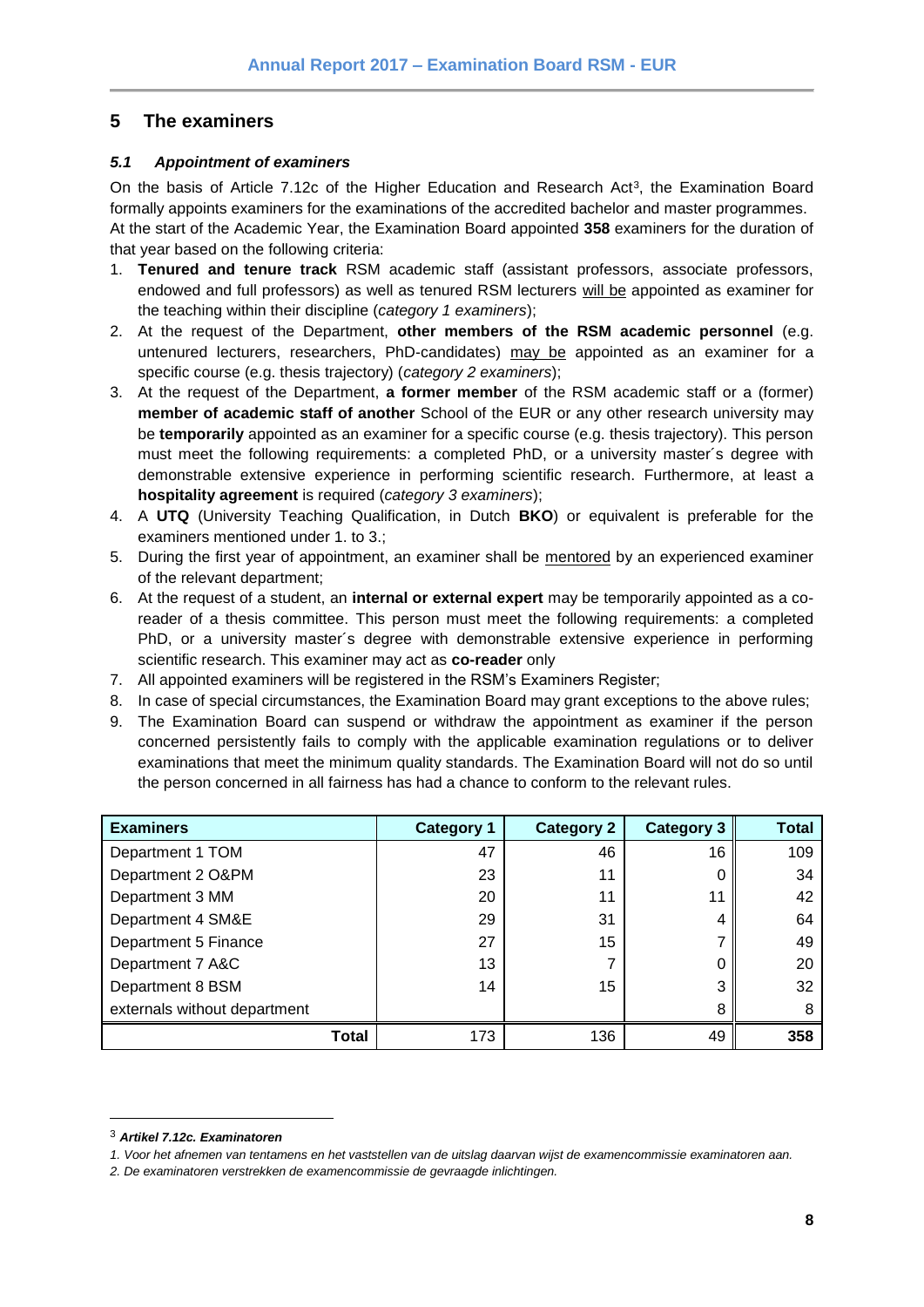## 5 The examiners

### *5.1 Appointment of examiners*

On the basis of Article 7.12c of the Higher Education and Research Act[3], the Examination Board formally appoints examiners for the examinations of the accredited bachelor and master programmes. At the start of the Academic Year, the Examination Board appointed **358** examiners for the duration of that year based on the following criteria:

1. **Tenured and tenure track** RSM academic staff (assistant professors, associate professors, endowed and full professors) as well as tenured RSM lecturers will be appointed as examiner for the teaching within their discipline (*category 1 examiners*);
2. At the request of the Department, **other members of the RSM academic personnel** (e.g. untenured lecturers, researchers, PhD-candidates) may be appointed as an examiner for a specific course (e.g. thesis trajectory) (*category 2 examiners*);
3. At the request of the Department, **a former member** of the RSM academic staff or a (former) **member of academic staff of another** School of the EUR or any other research university may be **temporarily** appointed as an examiner for a specific course (e.g. thesis trajectory). This person must meet the following requirements: a completed PhD, or a university master´s degree with demonstrable extensive experience in performing scientific research. Furthermore, at least a **hospitality agreement** is required (*category 3 examiners*);
4. A **UTQ** (University Teaching Qualification, in Dutch **BKO**) or equivalent is preferable for the examiners mentioned under 1. to 3.;
5. During the first year of appointment, an examiner shall be mentored by an experienced examiner of the relevant department;
6. At the request of a student, an **internal or external expert** may be temporarily appointed as a co-reader of a thesis committee. This person must meet the following requirements: a completed PhD, or a university master´s degree with demonstrable extensive experience in performing scientific research. This examiner may act as **co-reader** only
7. All appointed examiners will be registered in the RSM's Examiners Register;
8. In case of special circumstances, the Examination Board may grant exceptions to the above rules;
9. The Examination Board can suspend or withdraw the appointment as examiner if the person concerned persistently fails to comply with the applicable examination regulations or to deliver examinations that meet the minimum quality standards. The Examination Board will not do so until the person concerned in all fairness has had a chance to conform to the relevant rules.

| Examiners | Category 1 | Category 2 | Category 3 | Total |
|---|---|---|---|---|
| Department 1 TOM | 47 | 46 | 16 | 109 |
| Department 2 O&PM | 23 | 11 | 0 | 34 |
| Department 3 MM | 20 | 11 | 11 | 42 |
| Department 4 SM&E | 29 | 31 | 4 | 64 |
| Department 5 Finance | 27 | 15 | 7 | 49 |
| Department 7 A&C | 13 | 7 | 0 | 20 |
| Department 8 BSM | 14 | 15 | 3 | 32 |
| externals without department | | | 8 | 8 |
| **Total** | 173 | 136 | 49 | **358** |

[3] ***Artikel 7.12c. Examinatoren***

*1. Voor het afnemen van tentamens en het vaststellen van de uitslag daarvan wijst de examencommissie examinatoren aan.*

*2. De examinatoren verstrekken de examencommissie de gevraagde inlichtingen.*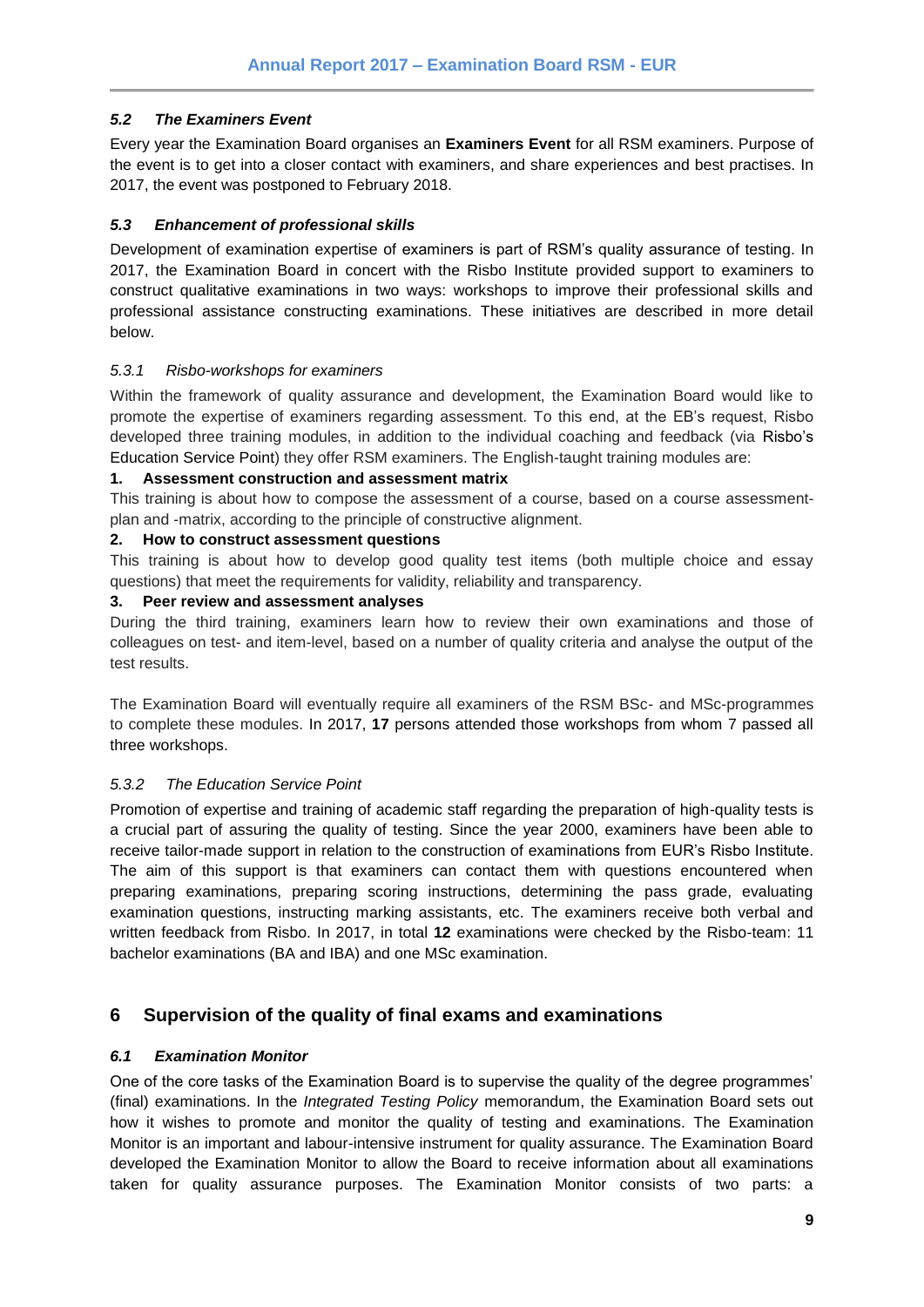### *5.2 The Examiners Event*

Every year the Examination Board organises an **Examiners Event** for all RSM examiners. Purpose of the event is to get into a closer contact with examiners, and share experiences and best practises. In 2017, the event was postponed to February 2018.

### *5.3 Enhancement of professional skills*

Development of examination expertise of examiners is part of RSM's quality assurance of testing. In 2017, the Examination Board in concert with the Risbo Institute provided support to examiners to construct qualitative examinations in two ways: workshops to improve their professional skills and professional assistance constructing examinations. These initiatives are described in more detail below.

#### *5.3.1 Risbo-workshops for examiners*

Within the framework of quality assurance and development, the Examination Board would like to promote the expertise of examiners regarding assessment. To this end, at the EB's request, Risbo developed three training modules, in addition to the individual coaching and feedback (via Risbo's Education Service Point) they offer RSM examiners. The English-taught training modules are:

**1. Assessment construction and assessment matrix**

This training is about how to compose the assessment of a course, based on a course assessment-plan and -matrix, according to the principle of constructive alignment.

**2. How to construct assessment questions**

This training is about how to develop good quality test items (both multiple choice and essay questions) that meet the requirements for validity, reliability and transparency.

**3. Peer review and assessment analyses**

During the third training, examiners learn how to review their own examinations and those of colleagues on test- and item-level, based on a number of quality criteria and analyse the output of the test results.

The Examination Board will eventually require all examiners of the RSM BSc- and MSc-programmes to complete these modules. In 2017, **17** persons attended those workshops from whom 7 passed all three workshops.

#### *5.3.2 The Education Service Point*

Promotion of expertise and training of academic staff regarding the preparation of high-quality tests is a crucial part of assuring the quality of testing. Since the year 2000, examiners have been able to receive tailor-made support in relation to the construction of examinations from EUR's Risbo Institute. The aim of this support is that examiners can contact them with questions encountered when preparing examinations, preparing scoring instructions, determining the pass grade, evaluating examination questions, instructing marking assistants, etc. The examiners receive both verbal and written feedback from Risbo. In 2017, in total **12** examinations were checked by the Risbo-team: 11 bachelor examinations (BA and IBA) and one MSc examination.

## 6 Supervision of the quality of final exams and examinations

### *6.1 Examination Monitor*

One of the core tasks of the Examination Board is to supervise the quality of the degree programmes' (final) examinations. In the *Integrated Testing Policy* memorandum, the Examination Board sets out how it wishes to promote and monitor the quality of testing and examinations. The Examination Monitor is an important and labour-intensive instrument for quality assurance. The Examination Board developed the Examination Monitor to allow the Board to receive information about all examinations taken for quality assurance purposes. The Examination Monitor consists of two parts: a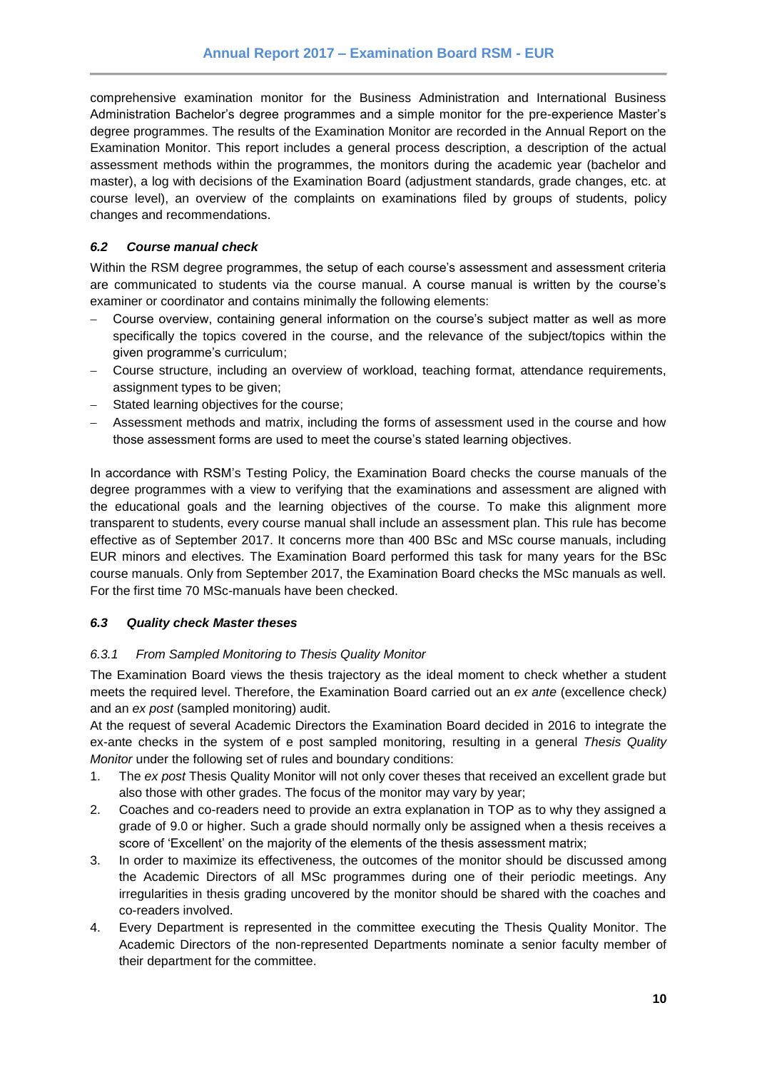comprehensive examination monitor for the Business Administration and International Business Administration Bachelor's degree programmes and a simple monitor for the pre-experience Master's degree programmes. The results of the Examination Monitor are recorded in the Annual Report on the Examination Monitor. This report includes a general process description, a description of the actual assessment methods within the programmes, the monitors during the academic year (bachelor and master), a log with decisions of the Examination Board (adjustment standards, grade changes, etc. at course level), an overview of the complaints on examinations filed by groups of students, policy changes and recommendations.

### *6.2 Course manual check*

Within the RSM degree programmes, the setup of each course's assessment and assessment criteria are communicated to students via the course manual. A course manual is written by the course's examiner or coordinator and contains minimally the following elements:

- Course overview, containing general information on the course's subject matter as well as more specifically the topics covered in the course, and the relevance of the subject/topics within the given programme's curriculum;
- Course structure, including an overview of workload, teaching format, attendance requirements, assignment types to be given;
- Stated learning objectives for the course;
- Assessment methods and matrix, including the forms of assessment used in the course and how those assessment forms are used to meet the course's stated learning objectives.

In accordance with RSM's Testing Policy, the Examination Board checks the course manuals of the degree programmes with a view to verifying that the examinations and assessment are aligned with the educational goals and the learning objectives of the course. To make this alignment more transparent to students, every course manual shall include an assessment plan. This rule has become effective as of September 2017. It concerns more than 400 BSc and MSc course manuals, including EUR minors and electives. The Examination Board performed this task for many years for the BSc course manuals. Only from September 2017, the Examination Board checks the MSc manuals as well. For the first time 70 MSc-manuals have been checked.

### *6.3 Quality check Master theses*

#### *6.3.1 From Sampled Monitoring to Thesis Quality Monitor*

The Examination Board views the thesis trajectory as the ideal moment to check whether a student meets the required level. Therefore, the Examination Board carried out an *ex ante* (excellence check*)* and an *ex post* (sampled monitoring) audit.

At the request of several Academic Directors the Examination Board decided in 2016 to integrate the ex-ante checks in the system of e post sampled monitoring, resulting in a general *Thesis Quality Monitor* under the following set of rules and boundary conditions:

1. The *ex post* Thesis Quality Monitor will not only cover theses that received an excellent grade but also those with other grades. The focus of the monitor may vary by year;
2. Coaches and co-readers need to provide an extra explanation in TOP as to why they assigned a grade of 9.0 or higher. Such a grade should normally only be assigned when a thesis receives a score of 'Excellent' on the majority of the elements of the thesis assessment matrix;
3. In order to maximize its effectiveness, the outcomes of the monitor should be discussed among the Academic Directors of all MSc programmes during one of their periodic meetings. Any irregularities in thesis grading uncovered by the monitor should be shared with the coaches and co-readers involved.
4. Every Department is represented in the committee executing the Thesis Quality Monitor. The Academic Directors of the non-represented Departments nominate a senior faculty member of their department for the committee.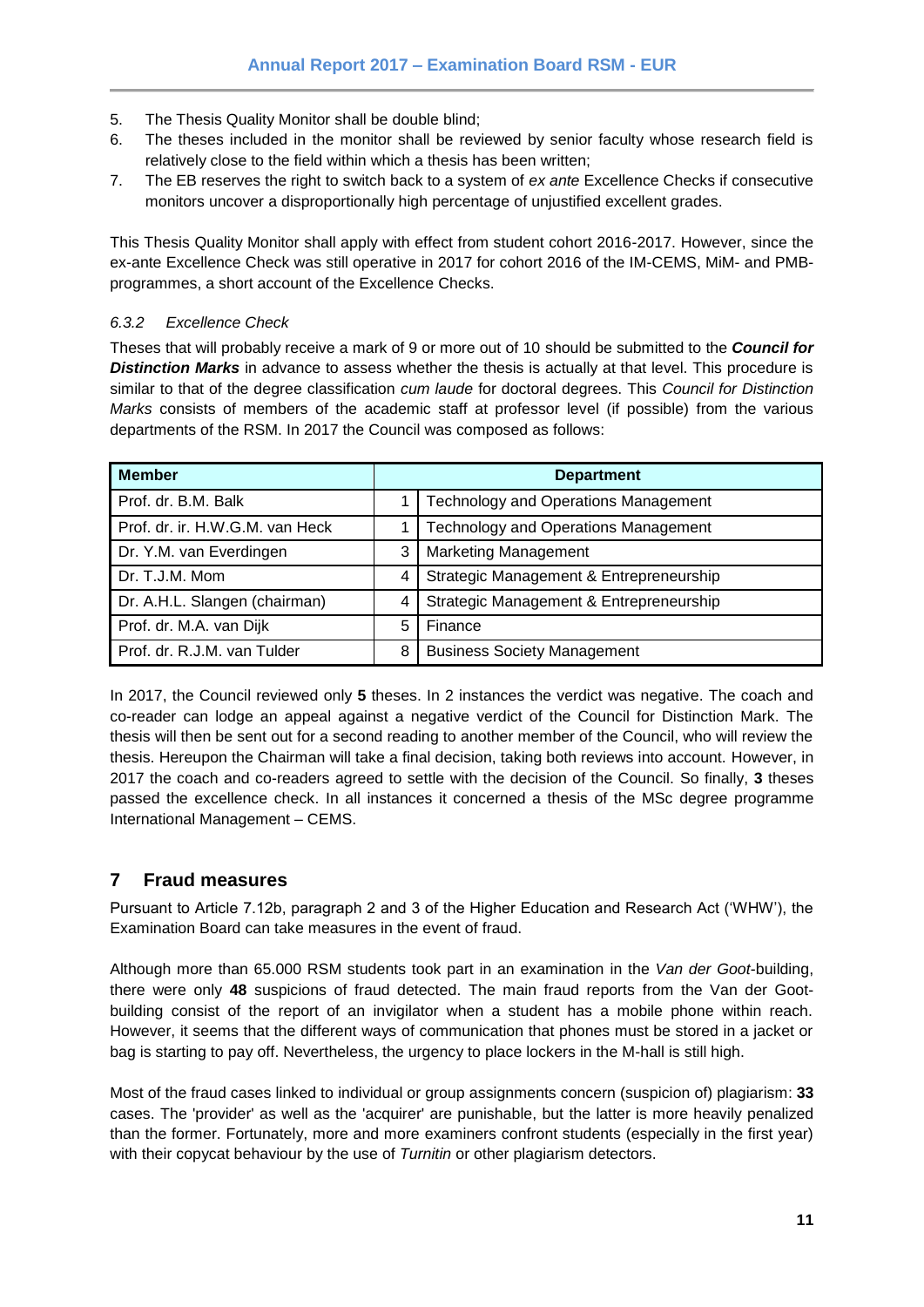5. The Thesis Quality Monitor shall be double blind;
6. The theses included in the monitor shall be reviewed by senior faculty whose research field is relatively close to the field within which a thesis has been written;
7. The EB reserves the right to switch back to a system of *ex ante* Excellence Checks if consecutive monitors uncover a disproportionally high percentage of unjustified excellent grades.

This Thesis Quality Monitor shall apply with effect from student cohort 2016-2017. However, since the ex-ante Excellence Check was still operative in 2017 for cohort 2016 of the IM-CEMS, MiM- and PMB-programmes, a short account of the Excellence Checks.

### *6.3.2 Excellence Check*

Theses that will probably receive a mark of 9 or more out of 10 should be submitted to the ***Council for Distinction Marks*** in advance to assess whether the thesis is actually at that level. This procedure is similar to that of the degree classification *cum laude* for doctoral degrees. This *Council for Distinction Marks* consists of members of the academic staff at professor level (if possible) from the various departments of the RSM. In 2017 the Council was composed as follows:

| Member | Department | |
|---|---|---|
| Prof. dr. B.M. Balk | 1 | Technology and Operations Management |
| Prof. dr. ir. H.W.G.M. van Heck | 1 | Technology and Operations Management |
| Dr. Y.M. van Everdingen | 3 | Marketing Management |
| Dr. T.J.M. Mom | 4 | Strategic Management & Entrepreneurship |
| Dr. A.H.L. Slangen (chairman) | 4 | Strategic Management & Entrepreneurship |
| Prof. dr. M.A. van Dijk | 5 | Finance |
| Prof. dr. R.J.M. van Tulder | 8 | Business Society Management |

In 2017, the Council reviewed only **5** theses. In 2 instances the verdict was negative. The coach and co-reader can lodge an appeal against a negative verdict of the Council for Distinction Mark. The thesis will then be sent out for a second reading to another member of the Council, who will review the thesis. Hereupon the Chairman will take a final decision, taking both reviews into account. However, in 2017 the coach and co-readers agreed to settle with the decision of the Council. So finally, **3** theses passed the excellence check. In all instances it concerned a thesis of the MSc degree programme International Management – CEMS.

## 7 Fraud measures

Pursuant to Article 7.12b, paragraph 2 and 3 of the Higher Education and Research Act ('WHW'), the Examination Board can take measures in the event of fraud.

Although more than 65.000 RSM students took part in an examination in the *Van der Goot*-building, there were only **48** suspicions of fraud detected. The main fraud reports from the Van der Goot-building consist of the report of an invigilator when a student has a mobile phone within reach. However, it seems that the different ways of communication that phones must be stored in a jacket or bag is starting to pay off. Nevertheless, the urgency to place lockers in the M-hall is still high.

Most of the fraud cases linked to individual or group assignments concern (suspicion of) plagiarism: **33** cases. The 'provider' as well as the 'acquirer' are punishable, but the latter is more heavily penalized than the former. Fortunately, more and more examiners confront students (especially in the first year) with their copycat behaviour by the use of *Turnitin* or other plagiarism detectors.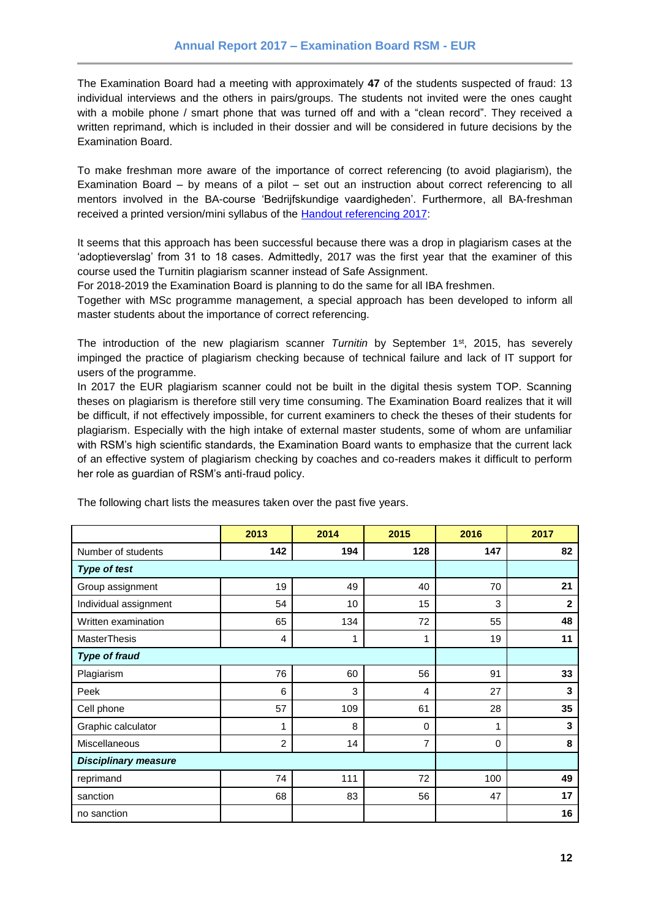The Examination Board had a meeting with approximately **47** of the students suspected of fraud: 13 individual interviews and the others in pairs/groups. The students not invited were the ones caught with a mobile phone / smart phone that was turned off and with a "clean record". They received a written reprimand, which is included in their dossier and will be considered in future decisions by the Examination Board.

To make freshman more aware of the importance of correct referencing (to avoid plagiarism), the Examination Board – by means of a pilot – set out an instruction about correct referencing to all mentors involved in the BA-course 'Bedrijfskundige vaardigheden'. Furthermore, all BA-freshman received a printed version/mini syllabus of the Handout referencing 2017:

It seems that this approach has been successful because there was a drop in plagiarism cases at the 'adoptieverslag' from 31 to 18 cases. Admittedly, 2017 was the first year that the examiner of this course used the Turnitin plagiarism scanner instead of Safe Assignment.
For 2018-2019 the Examination Board is planning to do the same for all IBA freshmen.
Together with MSc programme management, a special approach has been developed to inform all master students about the importance of correct referencing.

The introduction of the new plagiarism scanner *Turnitin* by September 1st, 2015, has severely impinged the practice of plagiarism checking because of technical failure and lack of IT support for users of the programme.
In 2017 the EUR plagiarism scanner could not be built in the digital thesis system TOP. Scanning theses on plagiarism is therefore still very time consuming. The Examination Board realizes that it will be difficult, if not effectively impossible, for current examiners to check the theses of their students for plagiarism. Especially with the high intake of external master students, some of whom are unfamiliar with RSM's high scientific standards, the Examination Board wants to emphasize that the current lack of an effective system of plagiarism checking by coaches and co-readers makes it difficult to perform her role as guardian of RSM's anti-fraud policy.

The following chart lists the measures taken over the past five years.

| | 2013 | 2014 | 2015 | 2016 | 2017 |
|---|---|---|---|---|---|
| Number of students | **142** | **194** | **128** | **147** | **82** |
| ***Type of test*** | | | | | |
| Group assignment | 19 | 49 | 40 | 70 | **21** |
| Individual assignment | 54 | 10 | 15 | 3 | **2** |
| Written examination | 65 | 134 | 72 | 55 | **48** |
| MasterThesis | 4 | 1 | 1 | 19 | **11** |
| ***Type of fraud*** | | | | | |
| Plagiarism | 76 | 60 | 56 | 91 | **33** |
| Peek | 6 | 3 | 4 | 27 | **3** |
| Cell phone | 57 | 109 | 61 | 28 | **35** |
| Graphic calculator | 1 | 8 | 0 | 1 | **3** |
| Miscellaneous | 2 | 14 | 7 | 0 | **8** |
| ***Disciplinary measure*** | | | | | |
| reprimand | 74 | 111 | 72 | 100 | **49** |
| sanction | 68 | 83 | 56 | 47 | **17** |
| no sanction | | | | | **16** |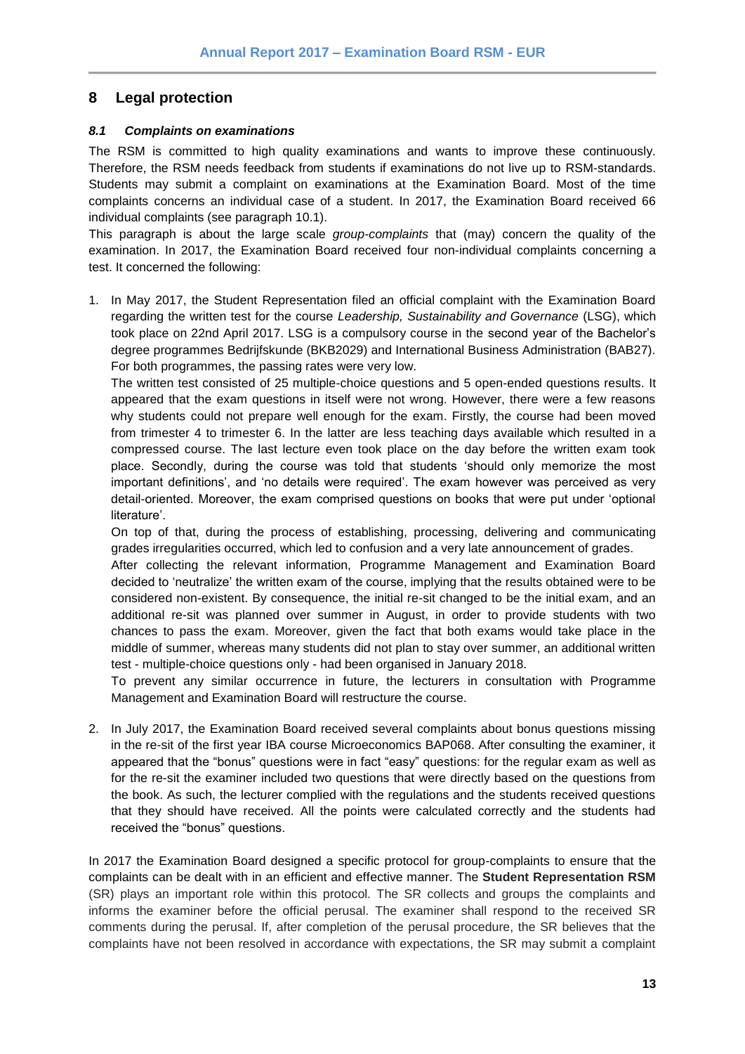## 8 Legal protection

### *8.1 Complaints on examinations*

The RSM is committed to high quality examinations and wants to improve these continuously. Therefore, the RSM needs feedback from students if examinations do not live up to RSM-standards. Students may submit a complaint on examinations at the Examination Board. Most of the time complaints concerns an individual case of a student. In 2017, the Examination Board received 66 individual complaints (see paragraph 10.1).

This paragraph is about the large scale *group-complaints* that (may) concern the quality of the examination. In 2017, the Examination Board received four non-individual complaints concerning a test. It concerned the following:

1. In May 2017, the Student Representation filed an official complaint with the Examination Board regarding the written test for the course *Leadership, Sustainability and Governance* (LSG), which took place on 22nd April 2017. LSG is a compulsory course in the second year of the Bachelor's degree programmes Bedrijfskunde (BKB2029) and International Business Administration (BAB27). For both programmes, the passing rates were very low.

   The written test consisted of 25 multiple-choice questions and 5 open-ended questions results. It appeared that the exam questions in itself were not wrong. However, there were a few reasons why students could not prepare well enough for the exam. Firstly, the course had been moved from trimester 4 to trimester 6. In the latter are less teaching days available which resulted in a compressed course. The last lecture even took place on the day before the written exam took place. Secondly, during the course was told that students 'should only memorize the most important definitions', and 'no details were required'. The exam however was perceived as very detail-oriented. Moreover, the exam comprised questions on books that were put under 'optional literature'.

   On top of that, during the process of establishing, processing, delivering and communicating grades irregularities occurred, which led to confusion and a very late announcement of grades.

   After collecting the relevant information, Programme Management and Examination Board decided to 'neutralize' the written exam of the course, implying that the results obtained were to be considered non-existent. By consequence, the initial re-sit changed to be the initial exam, and an additional re-sit was planned over summer in August, in order to provide students with two chances to pass the exam. Moreover, given the fact that both exams would take place in the middle of summer, whereas many students did not plan to stay over summer, an additional written test - multiple-choice questions only - had been organised in January 2018.

   To prevent any similar occurrence in future, the lecturers in consultation with Programme Management and Examination Board will restructure the course.

2. In July 2017, the Examination Board received several complaints about bonus questions missing in the re-sit of the first year IBA course Microeconomics BAP068. After consulting the examiner, it appeared that the "bonus" questions were in fact "easy" questions: for the regular exam as well as for the re-sit the examiner included two questions that were directly based on the questions from the book. As such, the lecturer complied with the regulations and the students received questions that they should have received. All the points were calculated correctly and the students had received the "bonus" questions.

In 2017 the Examination Board designed a specific protocol for group-complaints to ensure that the complaints can be dealt with in an efficient and effective manner. The **Student Representation RSM** (SR) plays an important role within this protocol. The SR collects and groups the complaints and informs the examiner before the official perusal. The examiner shall respond to the received SR comments during the perusal. If, after completion of the perusal procedure, the SR believes that the complaints have not been resolved in accordance with expectations, the SR may submit a complaint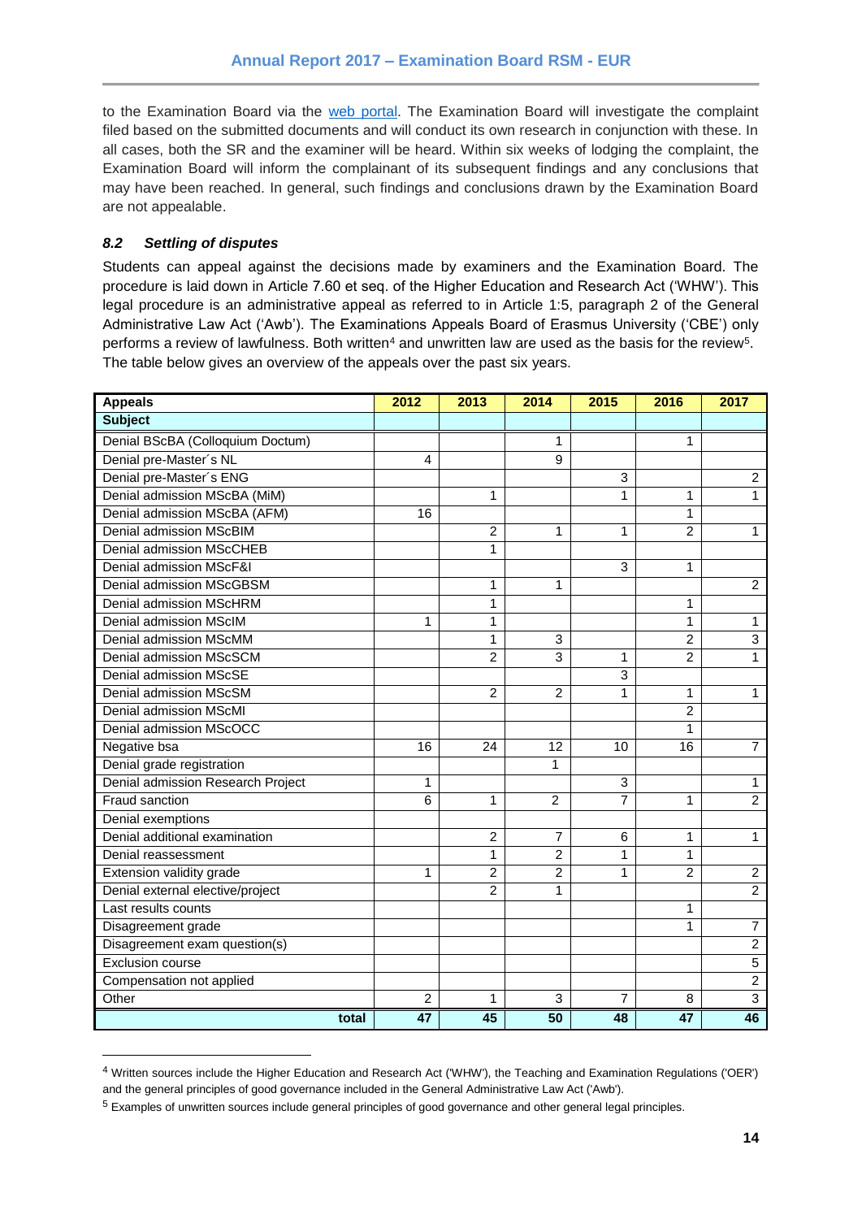to the Examination Board via the web portal. The Examination Board will investigate the complaint filed based on the submitted documents and will conduct its own research in conjunction with these. In all cases, both the SR and the examiner will be heard. Within six weeks of lodging the complaint, the Examination Board will inform the complainant of its subsequent findings and any conclusions that may have been reached. In general, such findings and conclusions drawn by the Examination Board are not appealable.

### *8.2 Settling of disputes*

Students can appeal against the decisions made by examiners and the Examination Board. The procedure is laid down in Article 7.60 et seq. of the Higher Education and Research Act ('WHW'). This legal procedure is an administrative appeal as referred to in Article 1:5, paragraph 2 of the General Administrative Law Act ('Awb'). The Examinations Appeals Board of Erasmus University ('CBE') only performs a review of lawfulness. Both written[4] and unwritten law are used as the basis for the review[5]. The table below gives an overview of the appeals over the past six years.

| Appeals | 2012 | 2013 | 2014 | 2015 | 2016 | 2017 |
|---|---|---|---|---|---|---|
| **Subject** | | | | | | |
| Denial BScBA (Colloquium Doctum) | | | 1 | | 1 | |
| Denial pre-Master´s NL | 4 | | 9 | | | |
| Denial pre-Master´s ENG | | | | 3 | | 2 |
| Denial admission MScBA (MiM) | | 1 | | 1 | 1 | 1 |
| Denial admission MScBA (AFM) | 16 | | | | 1 | |
| Denial admission MScBIM | | 2 | 1 | 1 | 2 | 1 |
| Denial admission MScCHEB | | 1 | | | | |
| Denial admission MScF&I | | | | 3 | 1 | |
| Denial admission MScGBSM | | 1 | 1 | | | 2 |
| Denial admission MScHRM | | 1 | | | 1 | |
| Denial admission MScIM | 1 | 1 | | | 1 | 1 |
| Denial admission MScMM | | 1 | 3 | | 2 | 3 |
| Denial admission MScSCM | | 2 | 3 | 1 | 2 | 1 |
| Denial admission MScSE | | | | 3 | | |
| Denial admission MScSM | | 2 | 2 | 1 | 1 | 1 |
| Denial admission MScMI | | | | | 2 | |
| Denial admission MScOCC | | | | | 1 | |
| Negative bsa | 16 | 24 | 12 | 10 | 16 | 7 |
| Denial grade registration | | | 1 | | | |
| Denial admission Research Project | 1 | | | 3 | | 1 |
| Fraud sanction | 6 | 1 | 2 | 7 | 1 | 2 |
| Denial exemptions | | | | | | |
| Denial additional examination | | 2 | 7 | 6 | 1 | 1 |
| Denial reassessment | | 1 | 2 | 1 | 1 | |
| Extension validity grade | 1 | 2 | 2 | 1 | 2 | 2 |
| Denial external elective/project | | 2 | 1 | | | 2 |
| Last results counts | | | | | 1 | |
| Disagreement grade | | | | | 1 | 7 |
| Disagreement exam question(s) | | | | | | 2 |
| Exclusion course | | | | | | 5 |
| Compensation not applied | | | | | | 2 |
| Other | 2 | 1 | 3 | 7 | 8 | 3 |
| **total** | **47** | **45** | **50** | **48** | **47** | **46** |

[4] Written sources include the Higher Education and Research Act ('WHW'), the Teaching and Examination Regulations ('OER') and the general principles of good governance included in the General Administrative Law Act ('Awb').

[5] Examples of unwritten sources include general principles of good governance and other general legal principles.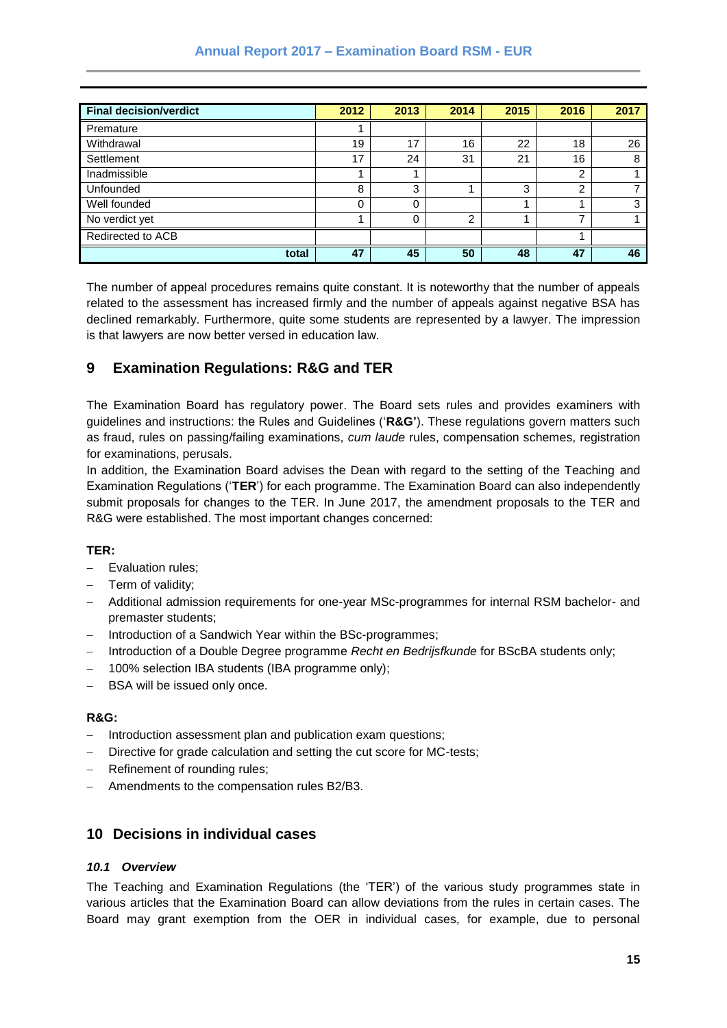| Final decision/verdict | 2012 | 2013 | 2014 | 2015 | 2016 | 2017 |
|---|---|---|---|---|---|---|
| Premature | 1 | | | | | |
| Withdrawal | 19 | 17 | 16 | 22 | 18 | 26 |
| Settlement | 17 | 24 | 31 | 21 | 16 | 8 |
| Inadmissible | 1 | 1 | | | 2 | 1 |
| Unfounded | 8 | 3 | 1 | 3 | 2 | 7 |
| Well founded | 0 | 0 | | 1 | 1 | 3 |
| No verdict yet | 1 | 0 | 2 | 1 | 7 | 1 |
| Redirected to ACB | | | | | 1 | |
| **total** | **47** | **45** | **50** | **48** | **47** | **46** |

The number of appeal procedures remains quite constant. It is noteworthy that the number of appeals related to the assessment has increased firmly and the number of appeals against negative BSA has declined remarkably. Furthermore, quite some students are represented by a lawyer. The impression is that lawyers are now better versed in education law.

## 9 Examination Regulations: R&G and TER

The Examination Board has regulatory power. The Board sets rules and provides examiners with guidelines and instructions: the Rules and Guidelines ('**R&G'**). These regulations govern matters such as fraud, rules on passing/failing examinations, *cum laude* rules, compensation schemes, registration for examinations, perusals.

In addition, the Examination Board advises the Dean with regard to the setting of the Teaching and Examination Regulations ('**TER**') for each programme. The Examination Board can also independently submit proposals for changes to the TER. In June 2017, the amendment proposals to the TER and R&G were established. The most important changes concerned:

**TER:**

- Evaluation rules;
- Term of validity;
- Additional admission requirements for one-year MSc-programmes for internal RSM bachelor- and premaster students;
- Introduction of a Sandwich Year within the BSc-programmes;
- Introduction of a Double Degree programme *Recht en Bedrijfskunde* for BScBA students only;
- 100% selection IBA students (IBA programme only);
- BSA will be issued only once.

**R&G:**

- Introduction assessment plan and publication exam questions;
- Directive for grade calculation and setting the cut score for MC-tests;
- Refinement of rounding rules;
- Amendments to the compensation rules B2/B3.

## 10 Decisions in individual cases

### *10.1 Overview*

The Teaching and Examination Regulations (the 'TER') of the various study programmes state in various articles that the Examination Board can allow deviations from the rules in certain cases. The Board may grant exemption from the OER in individual cases, for example, due to personal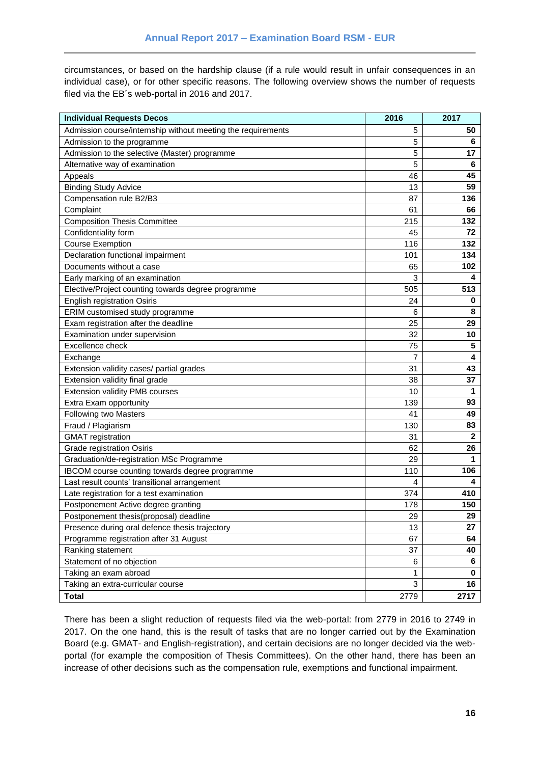circumstances, or based on the hardship clause (if a rule would result in unfair consequences in an individual case), or for other specific reasons. The following overview shows the number of requests filed via the EB´s web-portal in 2016 and 2017.

| Individual Requests Decos | 2016 | 2017 |
|---|---|---|
| Admission course/internship without meeting the requirements | 5 | **50** |
| Admission to the programme | 5 | **6** |
| Admission to the selective (Master) programme | 5 | **17** |
| Alternative way of examination | 5 | **6** |
| Appeals | 46 | **45** |
| Binding Study Advice | 13 | **59** |
| Compensation rule B2/B3 | 87 | **136** |
| Complaint | 61 | **66** |
| Composition Thesis Committee | 215 | **132** |
| Confidentiality form | 45 | **72** |
| Course Exemption | 116 | **132** |
| Declaration functional impairment | 101 | **134** |
| Documents without a case | 65 | **102** |
| Early marking of an examination | 3 | **4** |
| Elective/Project counting towards degree programme | 505 | **513** |
| English registration Osiris | 24 | **0** |
| ERIM customised study programme | 6 | **8** |
| Exam registration after the deadline | 25 | **29** |
| Examination under supervision | 32 | **10** |
| Excellence check | 75 | **5** |
| Exchange | 7 | **4** |
| Extension validity cases/ partial grades | 31 | **43** |
| Extension validity final grade | 38 | **37** |
| Extension validity PMB courses | 10 | **1** |
| Extra Exam opportunity | 139 | **93** |
| Following two Masters | 41 | **49** |
| Fraud / Plagiarism | 130 | **83** |
| GMAT registration | 31 | **2** |
| Grade registration Osiris | 62 | **26** |
| Graduation/de-registration MSc Programme | 29 | **1** |
| IBCOM course counting towards degree programme | 110 | **106** |
| Last result counts' transitional arrangement | 4 | **4** |
| Late registration for a test examination | 374 | **410** |
| Postponement Active degree granting | 178 | **150** |
| Postponement thesis(proposal) deadline | 29 | **29** |
| Presence during oral defence thesis trajectory | 13 | **27** |
| Programme registration after 31 August | 67 | **64** |
| Ranking statement | 37 | **40** |
| Statement of no objection | 6 | **6** |
| Taking an exam abroad | 1 | **0** |
| Taking an extra-curricular course | 3 | **16** |
| **Total** | 2779 | **2717** |

There has been a slight reduction of requests filed via the web-portal: from 2779 in 2016 to 2749 in 2017. On the one hand, this is the result of tasks that are no longer carried out by the Examination Board (e.g. GMAT- and English-registration), and certain decisions are no longer decided via the web-portal (for example the composition of Thesis Committees). On the other hand, there has been an increase of other decisions such as the compensation rule, exemptions and functional impairment.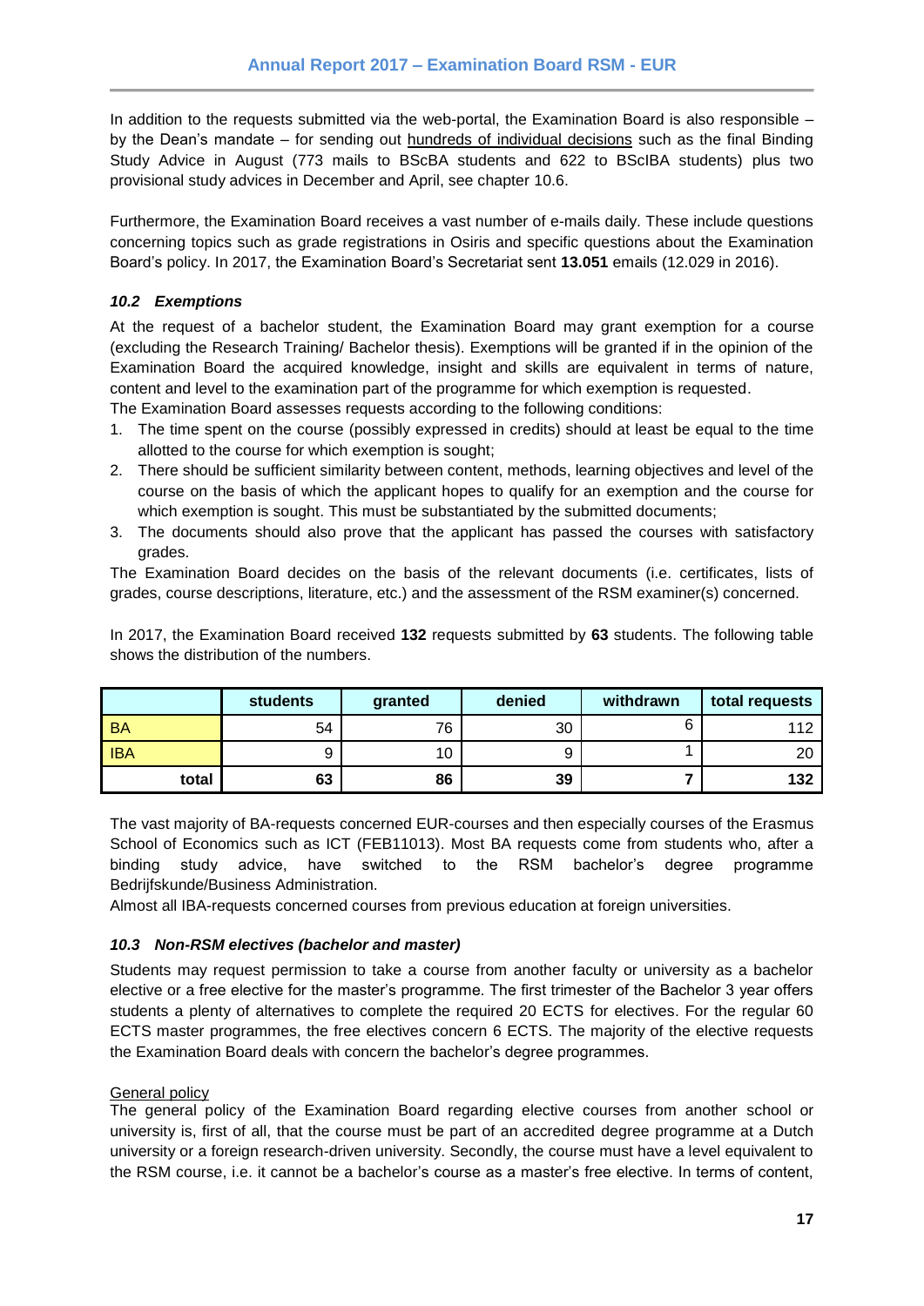In addition to the requests submitted via the web-portal, the Examination Board is also responsible – by the Dean's mandate – for sending out hundreds of individual decisions such as the final Binding Study Advice in August (773 mails to BScBA students and 622 to BScIBA students) plus two provisional study advices in December and April, see chapter 10.6.

Furthermore, the Examination Board receives a vast number of e-mails daily. These include questions concerning topics such as grade registrations in Osiris and specific questions about the Examination Board's policy. In 2017, the Examination Board's Secretariat sent **13.051** emails (12.029 in 2016).

### *10.2 Exemptions*

At the request of a bachelor student, the Examination Board may grant exemption for a course (excluding the Research Training/ Bachelor thesis). Exemptions will be granted if in the opinion of the Examination Board the acquired knowledge, insight and skills are equivalent in terms of nature, content and level to the examination part of the programme for which exemption is requested.
The Examination Board assesses requests according to the following conditions:

1. The time spent on the course (possibly expressed in credits) should at least be equal to the time allotted to the course for which exemption is sought;
2. There should be sufficient similarity between content, methods, learning objectives and level of the course on the basis of which the applicant hopes to qualify for an exemption and the course for which exemption is sought. This must be substantiated by the submitted documents;
3. The documents should also prove that the applicant has passed the courses with satisfactory grades.

The Examination Board decides on the basis of the relevant documents (i.e. certificates, lists of grades, course descriptions, literature, etc.) and the assessment of the RSM examiner(s) concerned.

In 2017, the Examination Board received **132** requests submitted by **63** students. The following table shows the distribution of the numbers.

| | students | granted | denied | withdrawn | total requests |
|---|---|---|---|---|---|
| BA | 54 | 76 | 30 | 6 | 112 |
| IBA | 9 | 10 | 9 | 1 | 20 |
| **total** | **63** | **86** | **39** | **7** | **132** |

The vast majority of BA-requests concerned EUR-courses and then especially courses of the Erasmus School of Economics such as ICT (FEB11013). Most BA requests come from students who, after a binding study advice, have switched to the RSM bachelor's degree programme Bedrijfskunde/Business Administration.

Almost all IBA-requests concerned courses from previous education at foreign universities.

### *10.3 Non-RSM electives (bachelor and master)*

Students may request permission to take a course from another faculty or university as a bachelor elective or a free elective for the master's programme. The first trimester of the Bachelor 3 year offers students a plenty of alternatives to complete the required 20 ECTS for electives. For the regular 60 ECTS master programmes, the free electives concern 6 ECTS. The majority of the elective requests the Examination Board deals with concern the bachelor's degree programmes.

General policy

The general policy of the Examination Board regarding elective courses from another school or university is, first of all, that the course must be part of an accredited degree programme at a Dutch university or a foreign research-driven university. Secondly, the course must have a level equivalent to the RSM course, i.e. it cannot be a bachelor's course as a master's free elective. In terms of content,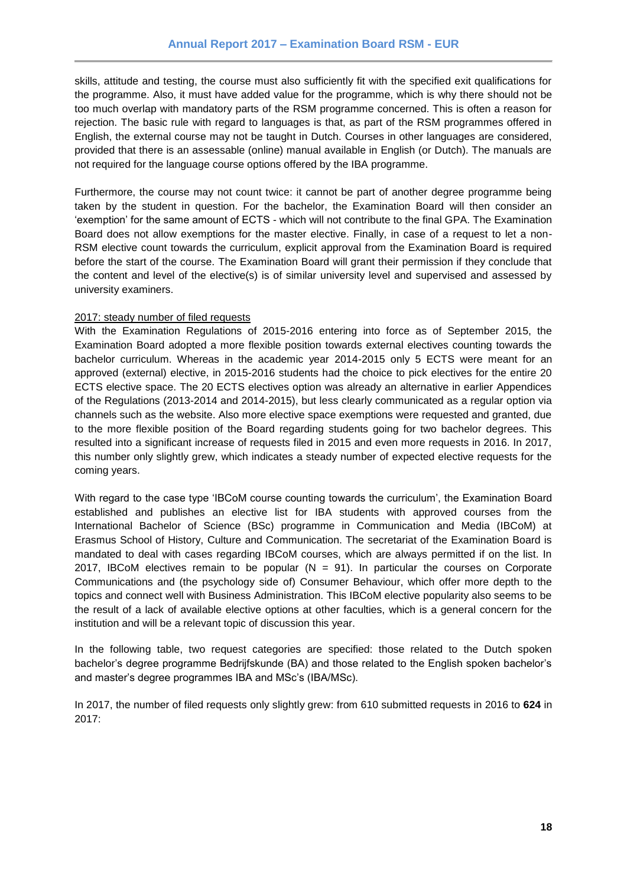skills, attitude and testing, the course must also sufficiently fit with the specified exit qualifications for the programme. Also, it must have added value for the programme, which is why there should not be too much overlap with mandatory parts of the RSM programme concerned. This is often a reason for rejection. The basic rule with regard to languages is that, as part of the RSM programmes offered in English, the external course may not be taught in Dutch. Courses in other languages are considered, provided that there is an assessable (online) manual available in English (or Dutch). The manuals are not required for the language course options offered by the IBA programme.

Furthermore, the course may not count twice: it cannot be part of another degree programme being taken by the student in question. For the bachelor, the Examination Board will then consider an 'exemption' for the same amount of ECTS - which will not contribute to the final GPA. The Examination Board does not allow exemptions for the master elective. Finally, in case of a request to let a non-RSM elective count towards the curriculum, explicit approval from the Examination Board is required before the start of the course. The Examination Board will grant their permission if they conclude that the content and level of the elective(s) is of similar university level and supervised and assessed by university examiners.

<u>2017: steady number of filed requests</u>

With the Examination Regulations of 2015-2016 entering into force as of September 2015, the Examination Board adopted a more flexible position towards external electives counting towards the bachelor curriculum. Whereas in the academic year 2014-2015 only 5 ECTS were meant for an approved (external) elective, in 2015-2016 students had the choice to pick electives for the entire 20 ECTS elective space. The 20 ECTS electives option was already an alternative in earlier Appendices of the Regulations (2013-2014 and 2014-2015), but less clearly communicated as a regular option via channels such as the website. Also more elective space exemptions were requested and granted, due to the more flexible position of the Board regarding students going for two bachelor degrees. This resulted into a significant increase of requests filed in 2015 and even more requests in 2016. In 2017, this number only slightly grew, which indicates a steady number of expected elective requests for the coming years.

With regard to the case type 'IBCoM course counting towards the curriculum', the Examination Board established and publishes an elective list for IBA students with approved courses from the International Bachelor of Science (BSc) programme in Communication and Media (IBCoM) at Erasmus School of History, Culture and Communication. The secretariat of the Examination Board is mandated to deal with cases regarding IBCoM courses, which are always permitted if on the list. In 2017, IBCoM electives remain to be popular (N = 91). In particular the courses on Corporate Communications and (the psychology side of) Consumer Behaviour, which offer more depth to the topics and connect well with Business Administration. This IBCoM elective popularity also seems to be the result of a lack of available elective options at other faculties, which is a general concern for the institution and will be a relevant topic of discussion this year.

In the following table, two request categories are specified: those related to the Dutch spoken bachelor's degree programme Bedrijfskunde (BA) and those related to the English spoken bachelor's and master's degree programmes IBA and MSc's (IBA/MSc).

In 2017, the number of filed requests only slightly grew: from 610 submitted requests in 2016 to **624** in 2017: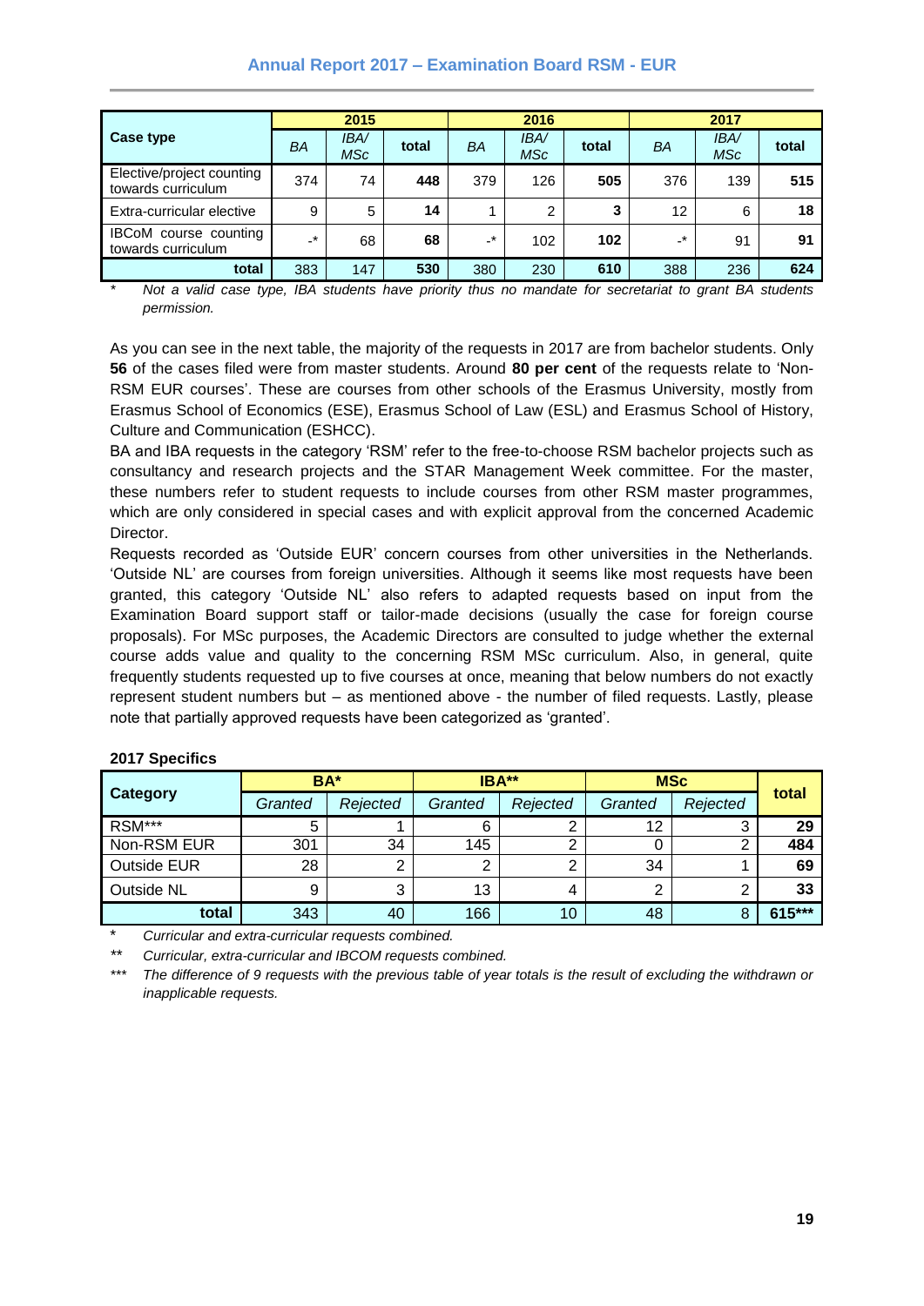| Case type | 2015 | | | 2016 | | | 2017 | | |
|---|---|---|---|---|---|---|---|---|---|
| | *BA* | *IBA/ MSc* | **total** | *BA* | *IBA/ MSc* | **total** | *BA* | *IBA/ MSc* | **total** |
| Elective/project counting towards curriculum | 374 | 74 | **448** | 379 | 126 | **505** | 376 | 139 | **515** |
| Extra-curricular elective | 9 | 5 | **14** | 1 | 2 | **3** | 12 | 6 | **18** |
| IBCoM course counting towards curriculum | -* | 68 | **68** | -* | 102 | **102** | -* | 91 | **91** |
| **total** | 383 | 147 | **530** | 380 | 230 | **610** | 388 | 236 | **624** |

\* *Not a valid case type, IBA students have priority thus no mandate for secretariat to grant BA students permission.*

As you can see in the next table, the majority of the requests in 2017 are from bachelor students. Only **56** of the cases filed were from master students. Around **80 per cent** of the requests relate to 'Non-RSM EUR courses'. These are courses from other schools of the Erasmus University, mostly from Erasmus School of Economics (ESE), Erasmus School of Law (ESL) and Erasmus School of History, Culture and Communication (ESHCC).

BA and IBA requests in the category 'RSM' refer to the free-to-choose RSM bachelor projects such as consultancy and research projects and the STAR Management Week committee. For the master, these numbers refer to student requests to include courses from other RSM master programmes, which are only considered in special cases and with explicit approval from the concerned Academic Director.

Requests recorded as 'Outside EUR' concern courses from other universities in the Netherlands. 'Outside NL' are courses from foreign universities. Although it seems like most requests have been granted, this category 'Outside NL' also refers to adapted requests based on input from the Examination Board support staff or tailor-made decisions (usually the case for foreign course proposals). For MSc purposes, the Academic Directors are consulted to judge whether the external course adds value and quality to the concerning RSM MSc curriculum. Also, in general, quite frequently students requested up to five courses at once, meaning that below numbers do not exactly represent student numbers but – as mentioned above - the number of filed requests. Lastly, please note that partially approved requests have been categorized as 'granted'.

**2017 Specifics**

| Category | BA* | | IBA** | | MSc | | total |
|---|---|---|---|---|---|---|---|
| | *Granted* | *Rejected* | *Granted* | *Rejected* | *Granted* | *Rejected* | |
| RSM*** | 5 | 1 | 6 | 2 | 12 | 3 | **29** |
| Non-RSM EUR | 301 | 34 | 145 | 2 | 0 | 2 | **484** |
| Outside EUR | 28 | 2 | 2 | 2 | 34 | 1 | **69** |
| Outside NL | 9 | 3 | 13 | 4 | 2 | 2 | **33** |
| **total** | 343 | 40 | 166 | 10 | 48 | 8 | **615*** ** |

\* *Curricular and extra-curricular requests combined.*

\*\* *Curricular, extra-curricular and IBCOM requests combined.*

\*\*\* *The difference of 9 requests with the previous table of year totals is the result of excluding the withdrawn or inapplicable requests.*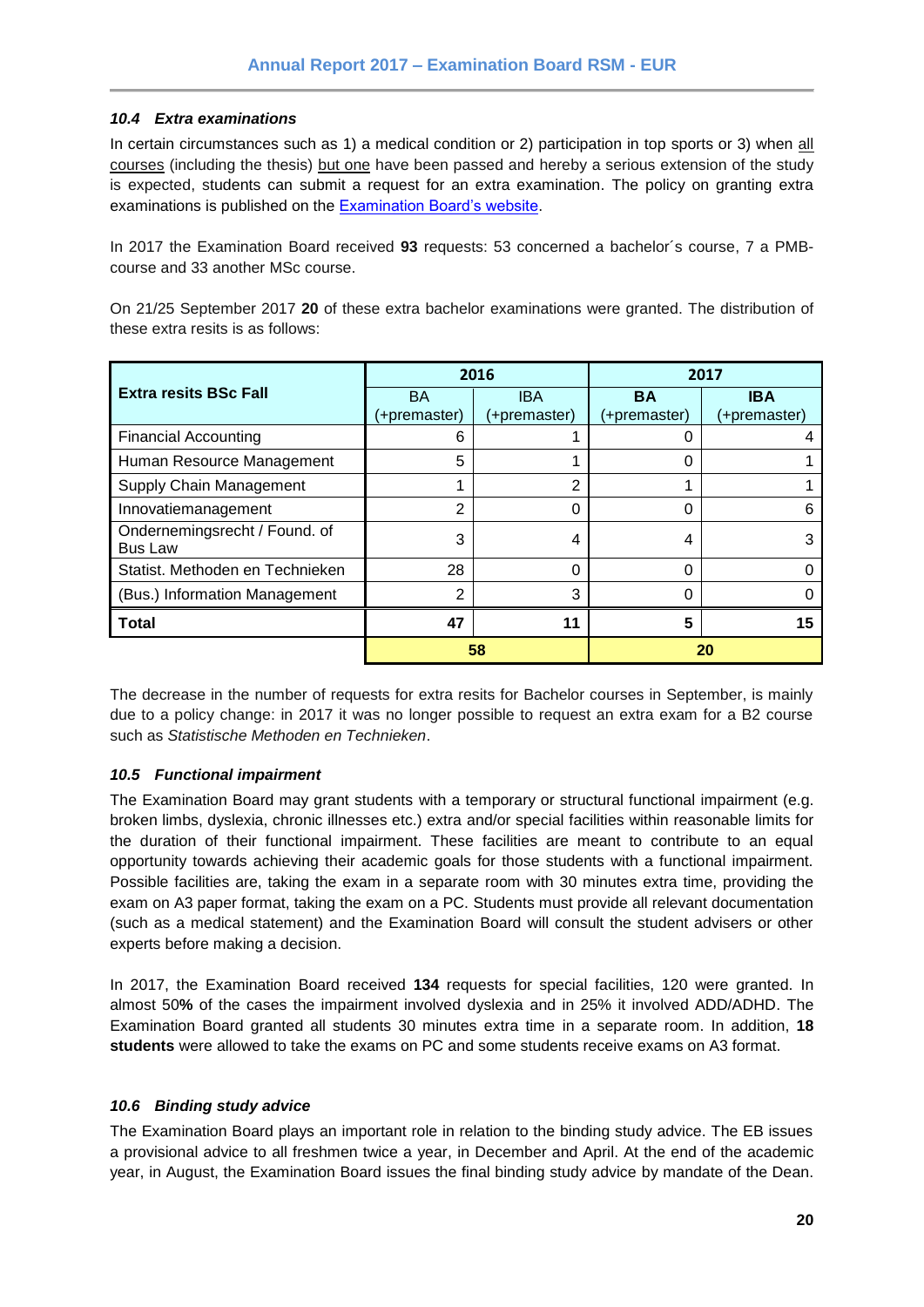### *10.4 Extra examinations*

In certain circumstances such as 1) a medical condition or 2) participation in top sports or 3) when all courses (including the thesis) but one have been passed and hereby a serious extension of the study is expected, students can submit a request for an extra examination. The policy on granting extra examinations is published on the [Examination Board's website](#).

In 2017 the Examination Board received **93** requests: 53 concerned a bachelor´s course, 7 a PMB-course and 33 another MSc course.

On 21/25 September 2017 **20** of these extra bachelor examinations were granted. The distribution of these extra resits is as follows:

| Extra resits BSc Fall | 2016 | | 2017 | |
|---|---|---|---|---|
| | BA (+premaster) | IBA (+premaster) | **BA** (+premaster) | **IBA** (+premaster) |
| Financial Accounting | 6 | 1 | 0 | 4 |
| Human Resource Management | 5 | 1 | 0 | 1 |
| Supply Chain Management | 1 | 2 | 1 | 1 |
| Innovatiemanagement | 2 | 0 | 0 | 6 |
| Ondernemingsrecht / Found. of Bus Law | 3 | 4 | 4 | 3 |
| Statist. Methoden en Technieken | 28 | 0 | 0 | 0 |
| (Bus.) Information Management | 2 | 3 | 0 | 0 |
| **Total** | **47** | **11** | **5** | **15** |
| | **58** | | **20** | |

The decrease in the number of requests for extra resits for Bachelor courses in September, is mainly due to a policy change: in 2017 it was no longer possible to request an extra exam for a B2 course such as *Statistische Methoden en Technieken*.

### *10.5 Functional impairment*

The Examination Board may grant students with a temporary or structural functional impairment (e.g. broken limbs, dyslexia, chronic illnesses etc.) extra and/or special facilities within reasonable limits for the duration of their functional impairment. These facilities are meant to contribute to an equal opportunity towards achieving their academic goals for those students with a functional impairment. Possible facilities are, taking the exam in a separate room with 30 minutes extra time, providing the exam on A3 paper format, taking the exam on a PC. Students must provide all relevant documentation (such as a medical statement) and the Examination Board will consult the student advisers or other experts before making a decision.

In 2017, the Examination Board received **134** requests for special facilities, 120 were granted. In almost 50**%** of the cases the impairment involved dyslexia and in 25% it involved ADD/ADHD. The Examination Board granted all students 30 minutes extra time in a separate room. In addition, **18 students** were allowed to take the exams on PC and some students receive exams on A3 format.

### *10.6 Binding study advice*

The Examination Board plays an important role in relation to the binding study advice. The EB issues a provisional advice to all freshmen twice a year, in December and April. At the end of the academic year, in August, the Examination Board issues the final binding study advice by mandate of the Dean.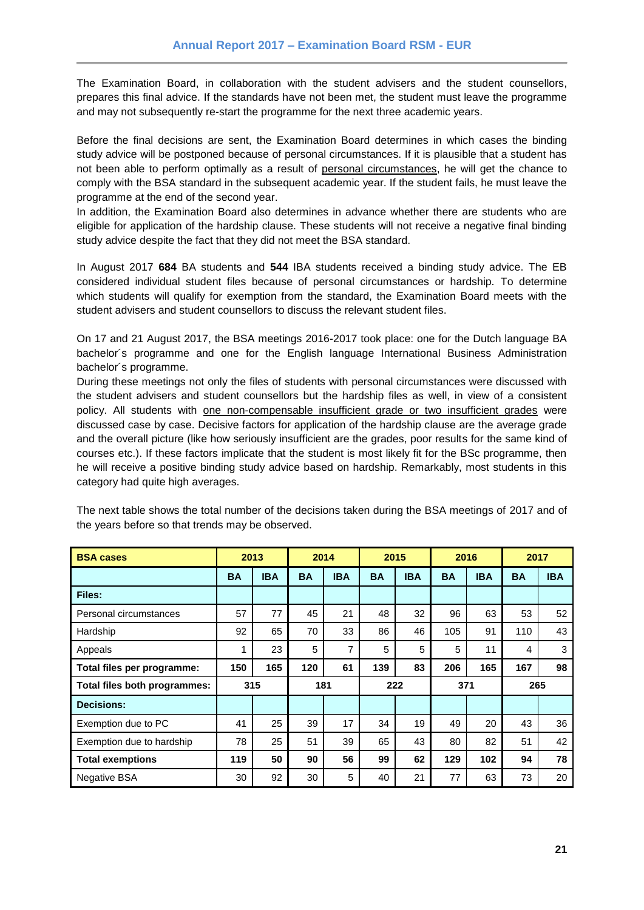The Examination Board, in collaboration with the student advisers and the student counsellors, prepares this final advice. If the standards have not been met, the student must leave the programme and may not subsequently re-start the programme for the next three academic years.

Before the final decisions are sent, the Examination Board determines in which cases the binding study advice will be postponed because of personal circumstances. If it is plausible that a student has not been able to perform optimally as a result of personal circumstances, he will get the chance to comply with the BSA standard in the subsequent academic year. If the student fails, he must leave the programme at the end of the second year.
In addition, the Examination Board also determines in advance whether there are students who are eligible for application of the hardship clause. These students will not receive a negative final binding study advice despite the fact that they did not meet the BSA standard.

In August 2017 **684** BA students and **544** IBA students received a binding study advice. The EB considered individual student files because of personal circumstances or hardship. To determine which students will qualify for exemption from the standard, the Examination Board meets with the student advisers and student counsellors to discuss the relevant student files.

On 17 and 21 August 2017, the BSA meetings 2016-2017 took place: one for the Dutch language BA bachelor´s programme and one for the English language International Business Administration bachelor´s programme.
During these meetings not only the files of students with personal circumstances were discussed with the student advisers and student counsellors but the hardship files as well, in view of a consistent policy. All students with one non-compensable insufficient grade or two insufficient grades were discussed case by case. Decisive factors for application of the hardship clause are the average grade and the overall picture (like how seriously insufficient are the grades, poor results for the same kind of courses etc.). If these factors implicate that the student is most likely fit for the BSc programme, then he will receive a positive binding study advice based on hardship. Remarkably, most students in this category had quite high averages.

The next table shows the total number of the decisions taken during the BSA meetings of 2017 and of the years before so that trends may be observed.

| **BSA cases** | **2013** | | **2014** | | **2015** | | **2016** | | **2017** | |
|---|---|---|---|---|---|---|---|---|---|---|
| | **BA** | **IBA** | **BA** | **IBA** | **BA** | **IBA** | **BA** | **IBA** | **BA** | **IBA** |
| **Files:** | | | | | | | | | | |
| Personal circumstances | 57 | 77 | 45 | 21 | 48 | 32 | 96 | 63 | 53 | 52 |
| Hardship | 92 | 65 | 70 | 33 | 86 | 46 | 105 | 91 | 110 | 43 |
| Appeals | 1 | 23 | 5 | 7 | 5 | 5 | 5 | 11 | 4 | 3 |
| **Total files per programme:** | **150** | **165** | **120** | **61** | **139** | **83** | **206** | **165** | **167** | **98** |
| **Total files both programmes:** | **315** | | **181** | | **222** | | **371** | | **265** | |
| **Decisions:** | | | | | | | | | | |
| Exemption due to PC | 41 | 25 | 39 | 17 | 34 | 19 | 49 | 20 | 43 | 36 |
| Exemption due to hardship | 78 | 25 | 51 | 39 | 65 | 43 | 80 | 82 | 51 | 42 |
| **Total exemptions** | **119** | **50** | **90** | **56** | **99** | **62** | **129** | **102** | **94** | **78** |
| Negative BSA | 30 | 92 | 30 | 5 | 40 | 21 | 77 | 63 | 73 | 20 |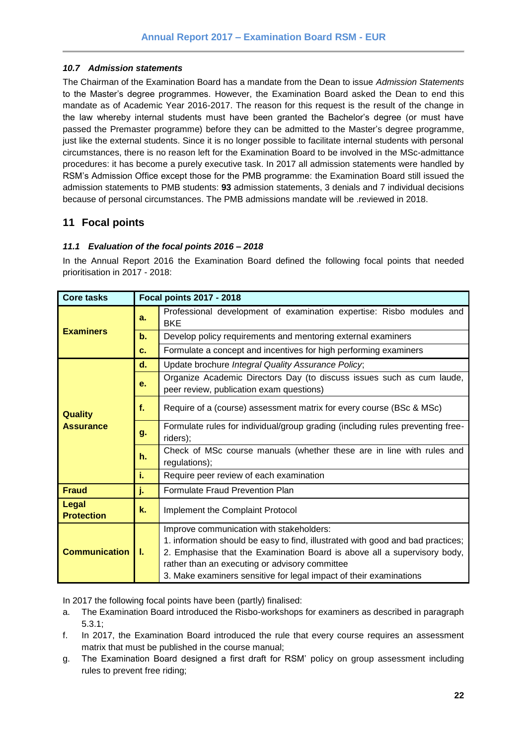### 10.7 *Admission statements*

The Chairman of the Examination Board has a mandate from the Dean to issue *Admission Statements* to the Master's degree programmes. However, the Examination Board asked the Dean to end this mandate as of Academic Year 2016-2017. The reason for this request is the result of the change in the law whereby internal students must have been granted the Bachelor's degree (or must have passed the Premaster programme) before they can be admitted to the Master's degree programme, just like the external students. Since it is no longer possible to facilitate internal students with personal circumstances, there is no reason left for the Examination Board to be involved in the MSc-admittance procedures: it has become a purely executive task. In 2017 all admission statements were handled by RSM's Admission Office except those for the PMB programme: the Examination Board still issued the admission statements to PMB students: **93** admission statements, 3 denials and 7 individual decisions because of personal circumstances. The PMB admissions mandate will be .reviewed in 2018.

## 11 Focal points

### 11.1 *Evaluation of the focal points 2016 – 2018*

In the Annual Report 2016 the Examination Board defined the following focal points that needed prioritisation in 2017 - 2018:

| Core tasks | Focal points 2017 - 2018 | |
|---|---|---|
| **Examiners** | **a.** | Professional development of examination expertise: Risbo modules and BKE |
| | **b.** | Develop policy requirements and mentoring external examiners |
| | **c.** | Formulate a concept and incentives for high performing examiners |
| **Quality Assurance** | **d.** | Update brochure *Integral Quality Assurance Policy*; |
| | **e.** | Organize Academic Directors Day (to discuss issues such as cum laude, peer review, publication exam questions) |
| | **f.** | Require of a (course) assessment matrix for every course (BSc & MSc) |
| | **g.** | Formulate rules for individual/group grading (including rules preventing free-riders); |
| | **h.** | Check of MSc course manuals (whether these are in line with rules and regulations); |
| | **i.** | Require peer review of each examination |
| **Fraud** | **j.** | Formulate Fraud Prevention Plan |
| **Legal Protection** | **k.** | Implement the Complaint Protocol |
| **Communication** | **l.** | Improve communication with stakeholders:<br>1. information should be easy to find, illustrated with good and bad practices;<br>2. Emphasise that the Examination Board is above all a supervisory body, rather than an executing or advisory committee<br>3. Make examiners sensitive for legal impact of their examinations |

In 2017 the following focal points have been (partly) finalised:

a. The Examination Board introduced the Risbo-workshops for examiners as described in paragraph 5.3.1;

f. In 2017, the Examination Board introduced the rule that every course requires an assessment matrix that must be published in the course manual;

g. The Examination Board designed a first draft for RSM' policy on group assessment including rules to prevent free riding;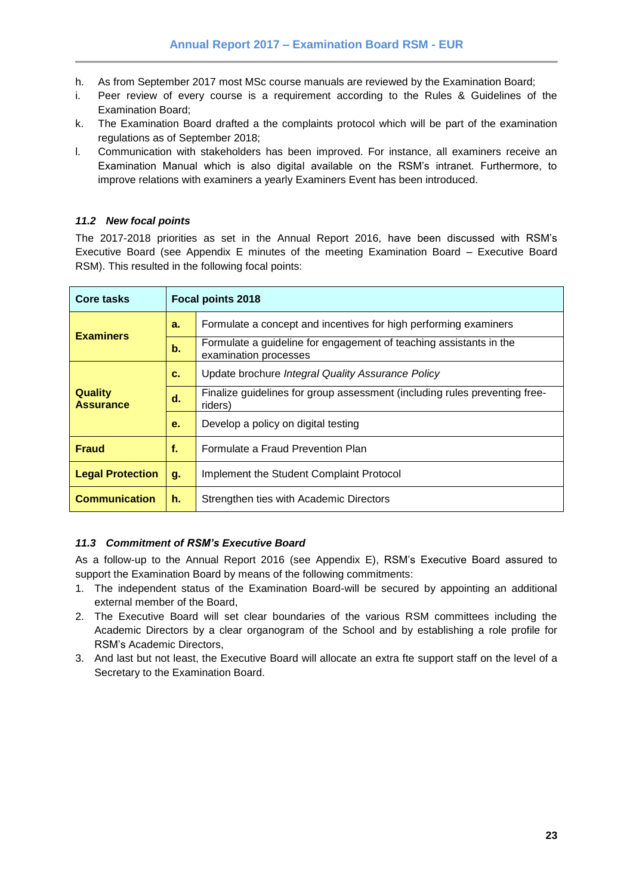h. As from September 2017 most MSc course manuals are reviewed by the Examination Board;
i. Peer review of every course is a requirement according to the Rules & Guidelines of the Examination Board;
k. The Examination Board drafted a the complaints protocol which will be part of the examination regulations as of September 2018;
l. Communication with stakeholders has been improved. For instance, all examiners receive an Examination Manual which is also digital available on the RSM's intranet. Furthermore, to improve relations with examiners a yearly Examiners Event has been introduced.

### *11.2 New focal points*

The 2017-2018 priorities as set in the Annual Report 2016, have been discussed with RSM's Executive Board (see Appendix E minutes of the meeting Examination Board – Executive Board RSM). This resulted in the following focal points:

| Core tasks | Focal points 2018 | |
|---|---|---|
| **Examiners** | **a.** | Formulate a concept and incentives for high performing examiners |
| | **b.** | Formulate a guideline for engagement of teaching assistants in the examination processes |
| **Quality Assurance** | **c.** | Update brochure *Integral Quality Assurance Policy* |
| | **d.** | Finalize guidelines for group assessment (including rules preventing free-riders) |
| | **e.** | Develop a policy on digital testing |
| **Fraud** | **f.** | Formulate a Fraud Prevention Plan |
| **Legal Protection** | **g.** | Implement the Student Complaint Protocol |
| **Communication** | **h.** | Strengthen ties with Academic Directors |

### *11.3 Commitment of RSM's Executive Board*

As a follow-up to the Annual Report 2016 (see Appendix E), RSM's Executive Board assured to support the Examination Board by means of the following commitments:

1. The independent status of the Examination Board-will be secured by appointing an additional external member of the Board,
2. The Executive Board will set clear boundaries of the various RSM committees including the Academic Directors by a clear organogram of the School and by establishing a role profile for RSM's Academic Directors,
3. And last but not least, the Executive Board will allocate an extra fte support staff on the level of a Secretary to the Examination Board.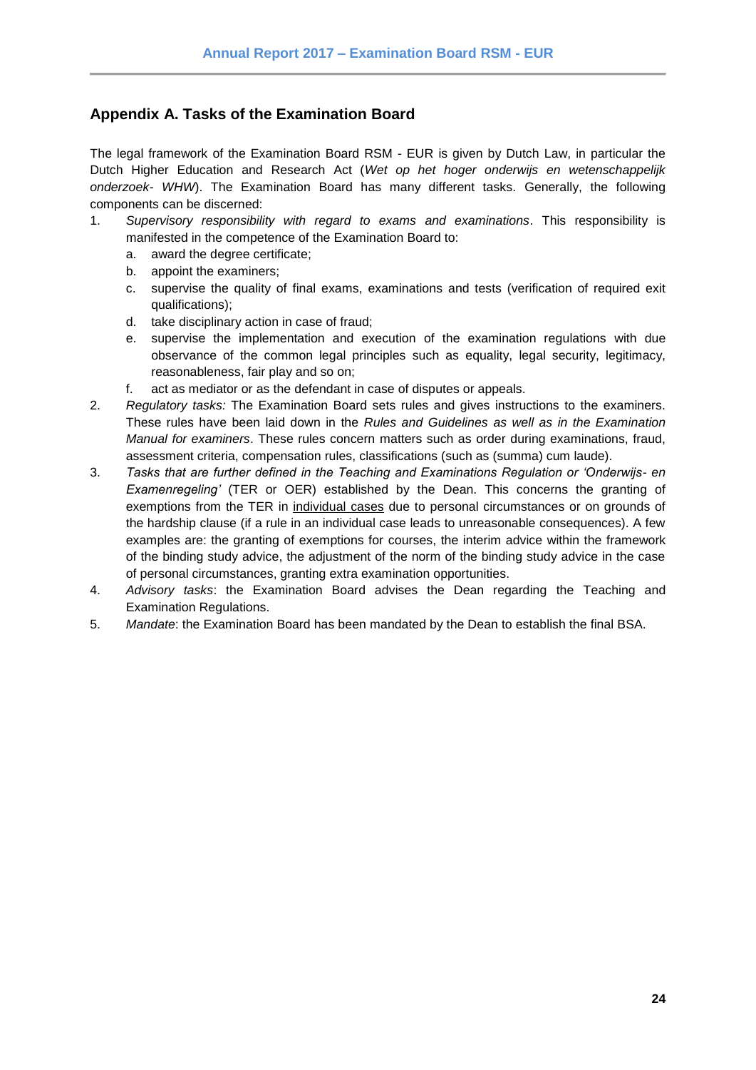## Appendix A. Tasks of the Examination Board

The legal framework of the Examination Board RSM - EUR is given by Dutch Law, in particular the Dutch Higher Education and Research Act (*Wet op het hoger onderwijs en wetenschappelijk onderzoek- WHW*). The Examination Board has many different tasks. Generally, the following components can be discerned:

1. *Supervisory responsibility with regard to exams and examinations*. This responsibility is manifested in the competence of the Examination Board to:
   a. award the degree certificate;
   b. appoint the examiners;
   c. supervise the quality of final exams, examinations and tests (verification of required exit qualifications);
   d. take disciplinary action in case of fraud;
   e. supervise the implementation and execution of the examination regulations with due observance of the common legal principles such as equality, legal security, legitimacy, reasonableness, fair play and so on;
   f. act as mediator or as the defendant in case of disputes or appeals.
2. *Regulatory tasks:* The Examination Board sets rules and gives instructions to the examiners. These rules have been laid down in the *Rules and Guidelines as well as in the Examination Manual for examiners*. These rules concern matters such as order during examinations, fraud, assessment criteria, compensation rules, classifications (such as (summa) cum laude).
3. *Tasks that are further defined in the Teaching and Examinations Regulation or 'Onderwijs- en Examenregeling'* (TER or OER) established by the Dean. This concerns the granting of exemptions from the TER in individual cases due to personal circumstances or on grounds of the hardship clause (if a rule in an individual case leads to unreasonable consequences). A few examples are: the granting of exemptions for courses, the interim advice within the framework of the binding study advice, the adjustment of the norm of the binding study advice in the case of personal circumstances, granting extra examination opportunities.
4. *Advisory tasks*: the Examination Board advises the Dean regarding the Teaching and Examination Regulations.
5. *Mandate*: the Examination Board has been mandated by the Dean to establish the final BSA.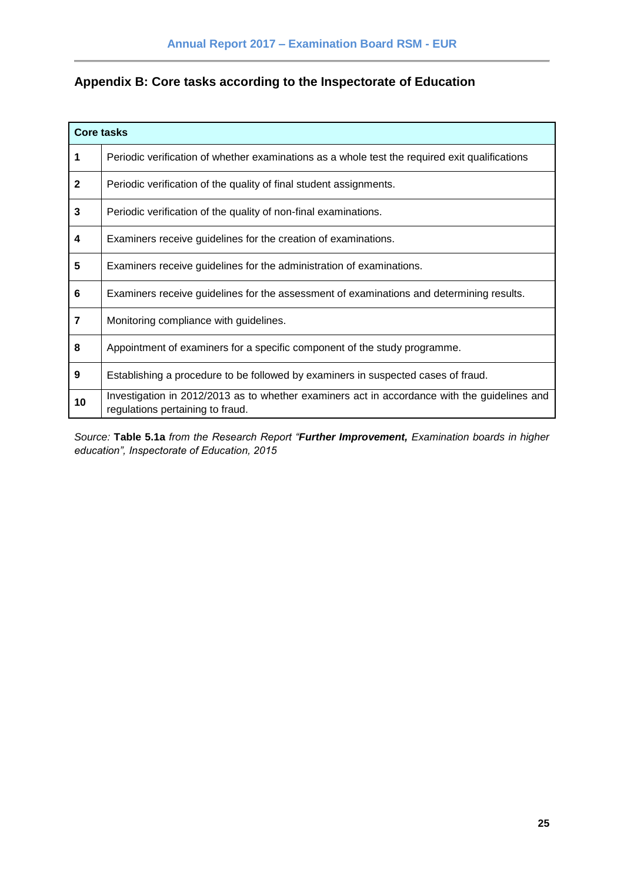## Appendix B: Core tasks according to the Inspectorate of Education

| Core tasks | |
|---|---|
| **1** | Periodic verification of whether examinations as a whole test the required exit qualifications |
| **2** | Periodic verification of the quality of final student assignments. |
| **3** | Periodic verification of the quality of non-final examinations. |
| **4** | Examiners receive guidelines for the creation of examinations. |
| **5** | Examiners receive guidelines for the administration of examinations. |
| **6** | Examiners receive guidelines for the assessment of examinations and determining results. |
| **7** | Monitoring compliance with guidelines. |
| **8** | Appointment of examiners for a specific component of the study programme. |
| **9** | Establishing a procedure to be followed by examiners in suspected cases of fraud. |
| **10** | Investigation in 2012/2013 as to whether examiners act in accordance with the guidelines and regulations pertaining to fraud. |

*Source:* **Table 5.1a** *from the Research Report "**Further Improvement,** Examination boards in higher education", Inspectorate of Education, 2015*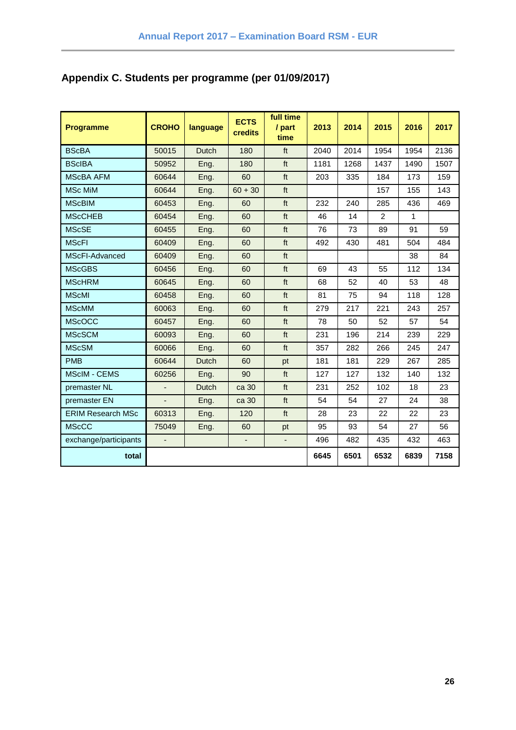## Appendix C. Students per programme (per 01/09/2017)

| Programme | CROHO | language | ECTS credits | full time / part time | 2013 | 2014 | 2015 | 2016 | 2017 |
|---|---|---|---|---|---|---|---|---|---|
| BScBA | 50015 | Dutch | 180 | ft | 2040 | 2014 | 1954 | 1954 | 2136 |
| BScIBA | 50952 | Eng. | 180 | ft | 1181 | 1268 | 1437 | 1490 | 1507 |
| MScBA AFM | 60644 | Eng. | 60 | ft | 203 | 335 | 184 | 173 | 159 |
| MSc MiM | 60644 | Eng. | 60 + 30 | ft | | | 157 | 155 | 143 |
| MScBIM | 60453 | Eng. | 60 | ft | 232 | 240 | 285 | 436 | 469 |
| MScCHEB | 60454 | Eng. | 60 | ft | 46 | 14 | 2 | 1 | |
| MScSE | 60455 | Eng. | 60 | ft | 76 | 73 | 89 | 91 | 59 |
| MScFI | 60409 | Eng. | 60 | ft | 492 | 430 | 481 | 504 | 484 |
| MScFI-Advanced | 60409 | Eng. | 60 | ft | | | | 38 | 84 |
| MScGBS | 60456 | Eng. | 60 | ft | 69 | 43 | 55 | 112 | 134 |
| MScHRM | 60645 | Eng. | 60 | ft | 68 | 52 | 40 | 53 | 48 |
| MScMI | 60458 | Eng. | 60 | ft | 81 | 75 | 94 | 118 | 128 |
| MScMM | 60063 | Eng. | 60 | ft | 279 | 217 | 221 | 243 | 257 |
| MScOCC | 60457 | Eng. | 60 | ft | 78 | 50 | 52 | 57 | 54 |
| MScSCM | 60093 | Eng. | 60 | ft | 231 | 196 | 214 | 239 | 229 |
| MScSM | 60066 | Eng. | 60 | ft | 357 | 282 | 266 | 245 | 247 |
| PMB | 60644 | Dutch | 60 | pt | 181 | 181 | 229 | 267 | 285 |
| MScIM - CEMS | 60256 | Eng. | 90 | ft | 127 | 127 | 132 | 140 | 132 |
| premaster NL | - | Dutch | ca 30 | ft | 231 | 252 | 102 | 18 | 23 |
| premaster EN | - | Eng. | ca 30 | ft | 54 | 54 | 27 | 24 | 38 |
| ERIM Research MSc | 60313 | Eng. | 120 | ft | 28 | 23 | 22 | 22 | 23 |
| MScCC | 75049 | Eng. | 60 | pt | 95 | 93 | 54 | 27 | 56 |
| exchange/participants | - | | - | - | 496 | 482 | 435 | 432 | 463 |
| **total** | | | | | **6645** | **6501** | **6532** | **6839** | **7158** |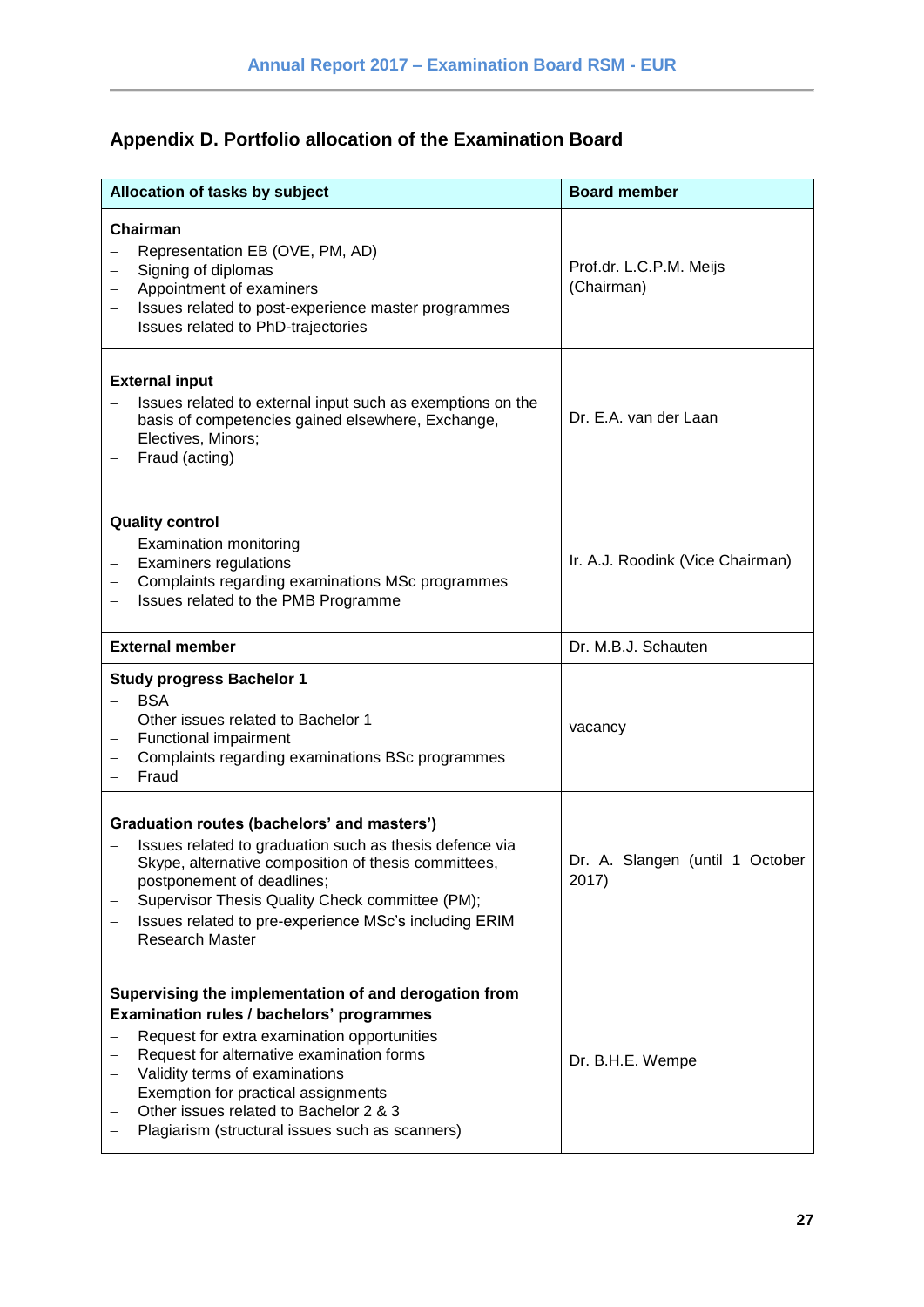## Appendix D. Portfolio allocation of the Examination Board

| Allocation of tasks by subject | Board member |
|---|---|
| **Chairman**<br>– Representation EB (OVE, PM, AD)<br>– Signing of diplomas<br>– Appointment of examiners<br>– Issues related to post-experience master programmes<br>– Issues related to PhD-trajectories | Prof.dr. L.C.P.M. Meijs (Chairman) |
| **External input**<br>– Issues related to external input such as exemptions on the basis of competencies gained elsewhere, Exchange, Electives, Minors;<br>– Fraud (acting) | Dr. E.A. van der Laan |
| **Quality control**<br>– Examination monitoring<br>– Examiners regulations<br>– Complaints regarding examinations MSc programmes<br>– Issues related to the PMB Programme | Ir. A.J. Roodink (Vice Chairman) |
| **External member** | Dr. M.B.J. Schauten |
| **Study progress Bachelor 1**<br>– BSA<br>– Other issues related to Bachelor 1<br>– Functional impairment<br>– Complaints regarding examinations BSc programmes<br>– Fraud | vacancy |
| **Graduation routes (bachelors' and masters')**<br>– Issues related to graduation such as thesis defence via Skype, alternative composition of thesis committees, postponement of deadlines;<br>– Supervisor Thesis Quality Check committee (PM);<br>– Issues related to pre-experience MSc's including ERIM Research Master | Dr. A. Slangen (until 1 October 2017) |
| **Supervising the implementation of and derogation from Examination rules / bachelors' programmes**<br>– Request for extra examination opportunities<br>– Request for alternative examination forms<br>– Validity terms of examinations<br>– Exemption for practical assignments<br>– Other issues related to Bachelor 2 & 3<br>– Plagiarism (structural issues such as scanners) | Dr. B.H.E. Wempe |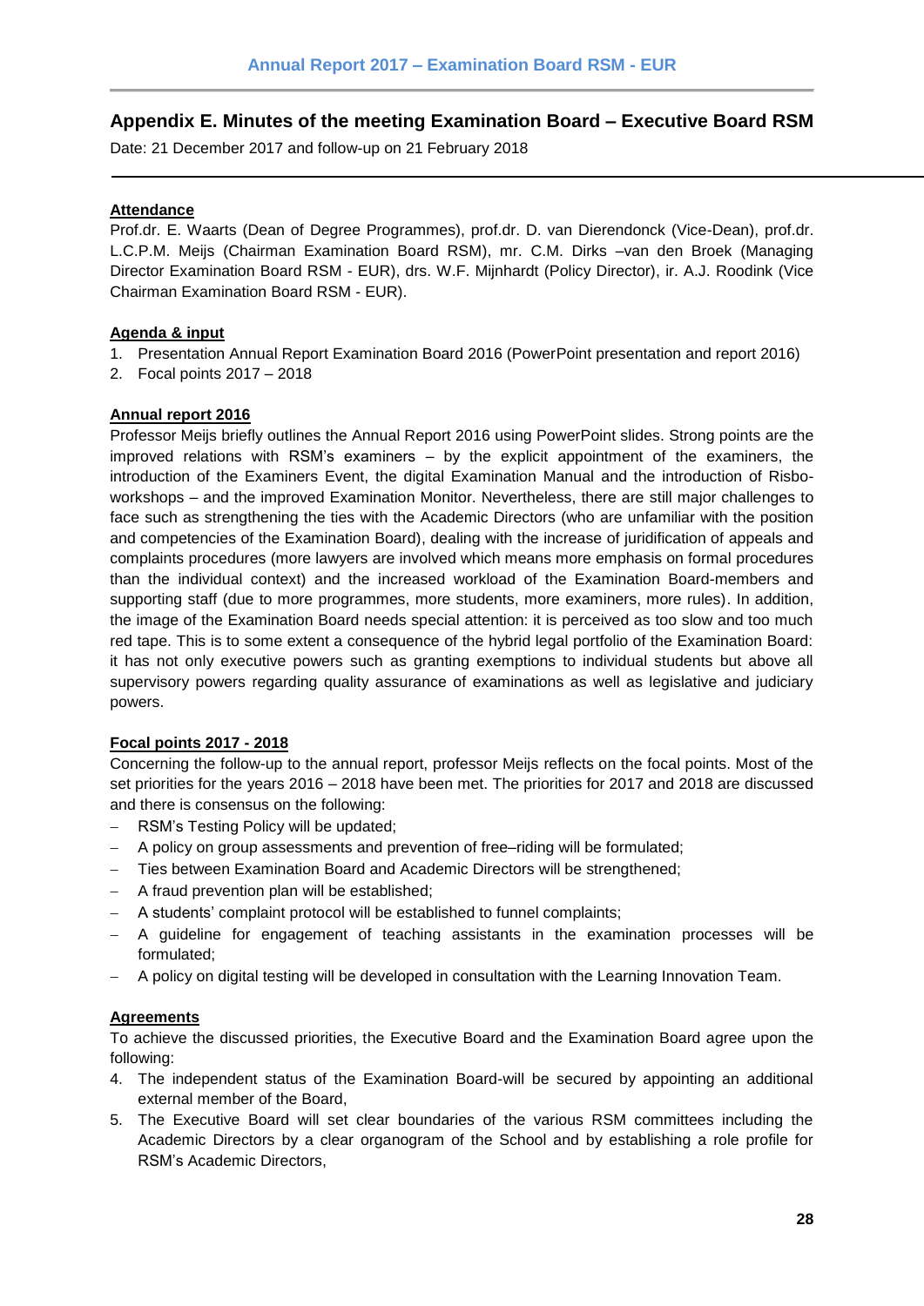## Appendix E. Minutes of the meeting Examination Board – Executive Board RSM

Date: 21 December 2017 and follow-up on 21 February 2018

---

**Attendance**

Prof.dr. E. Waarts (Dean of Degree Programmes), prof.dr. D. van Dierendonck (Vice-Dean), prof.dr. L.C.P.M. Meijs (Chairman Examination Board RSM), mr. C.M. Dirks –van den Broek (Managing Director Examination Board RSM - EUR), drs. W.F. Mijnhardt (Policy Director), ir. A.J. Roodink (Vice Chairman Examination Board RSM - EUR).

**Agenda & input**

1. Presentation Annual Report Examination Board 2016 (PowerPoint presentation and report 2016)
2. Focal points 2017 – 2018

**Annual report 2016**

Professor Meijs briefly outlines the Annual Report 2016 using PowerPoint slides. Strong points are the improved relations with RSM's examiners – by the explicit appointment of the examiners, the introduction of the Examiners Event, the digital Examination Manual and the introduction of Risbo-workshops – and the improved Examination Monitor. Nevertheless, there are still major challenges to face such as strengthening the ties with the Academic Directors (who are unfamiliar with the position and competencies of the Examination Board), dealing with the increase of juridification of appeals and complaints procedures (more lawyers are involved which means more emphasis on formal procedures than the individual context) and the increased workload of the Examination Board-members and supporting staff (due to more programmes, more students, more examiners, more rules). In addition, the image of the Examination Board needs special attention: it is perceived as too slow and too much red tape. This is to some extent a consequence of the hybrid legal portfolio of the Examination Board: it has not only executive powers such as granting exemptions to individual students but above all supervisory powers regarding quality assurance of examinations as well as legislative and judiciary powers.

**Focal points 2017 - 2018**

Concerning the follow-up to the annual report, professor Meijs reflects on the focal points. Most of the set priorities for the years 2016 – 2018 have been met. The priorities for 2017 and 2018 are discussed and there is consensus on the following:

- RSM's Testing Policy will be updated;
- A policy on group assessments and prevention of free–riding will be formulated;
- Ties between Examination Board and Academic Directors will be strengthened;
- A fraud prevention plan will be established;
- A students' complaint protocol will be established to funnel complaints;
- A guideline for engagement of teaching assistants in the examination processes will be formulated;
- A policy on digital testing will be developed in consultation with the Learning Innovation Team.

**Agreements**

To achieve the discussed priorities, the Executive Board and the Examination Board agree upon the following:

4. The independent status of the Examination Board-will be secured by appointing an additional external member of the Board,
5. The Executive Board will set clear boundaries of the various RSM committees including the Academic Directors by a clear organogram of the School and by establishing a role profile for RSM's Academic Directors,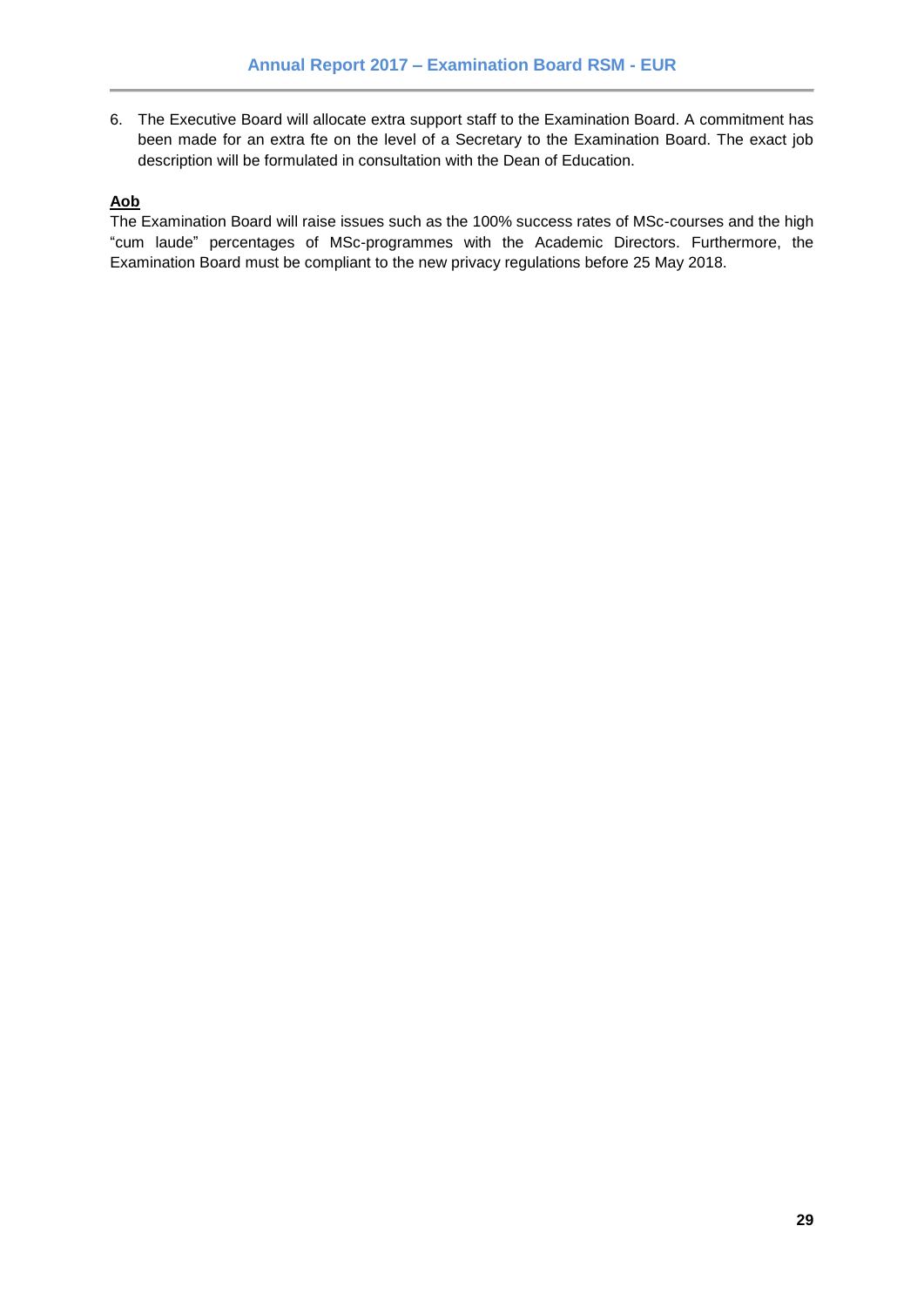6. The Executive Board will allocate extra support staff to the Examination Board. A commitment has been made for an extra fte on the level of a Secretary to the Examination Board. The exact job description will be formulated in consultation with the Dean of Education.

**Aob**

The Examination Board will raise issues such as the 100% success rates of MSc-courses and the high "cum laude" percentages of MSc-programmes with the Academic Directors. Furthermore, the Examination Board must be compliant to the new privacy regulations before 25 May 2018.